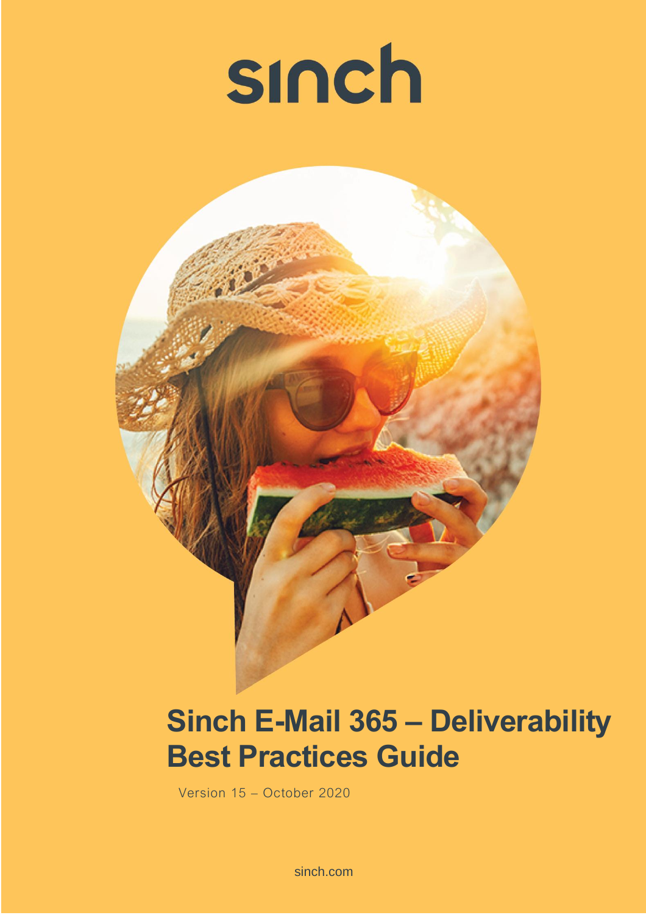sinch

# Sinch E-Mail 365 – Deliverability Best Practices Guide

Version 15 – October 2020

sinch.com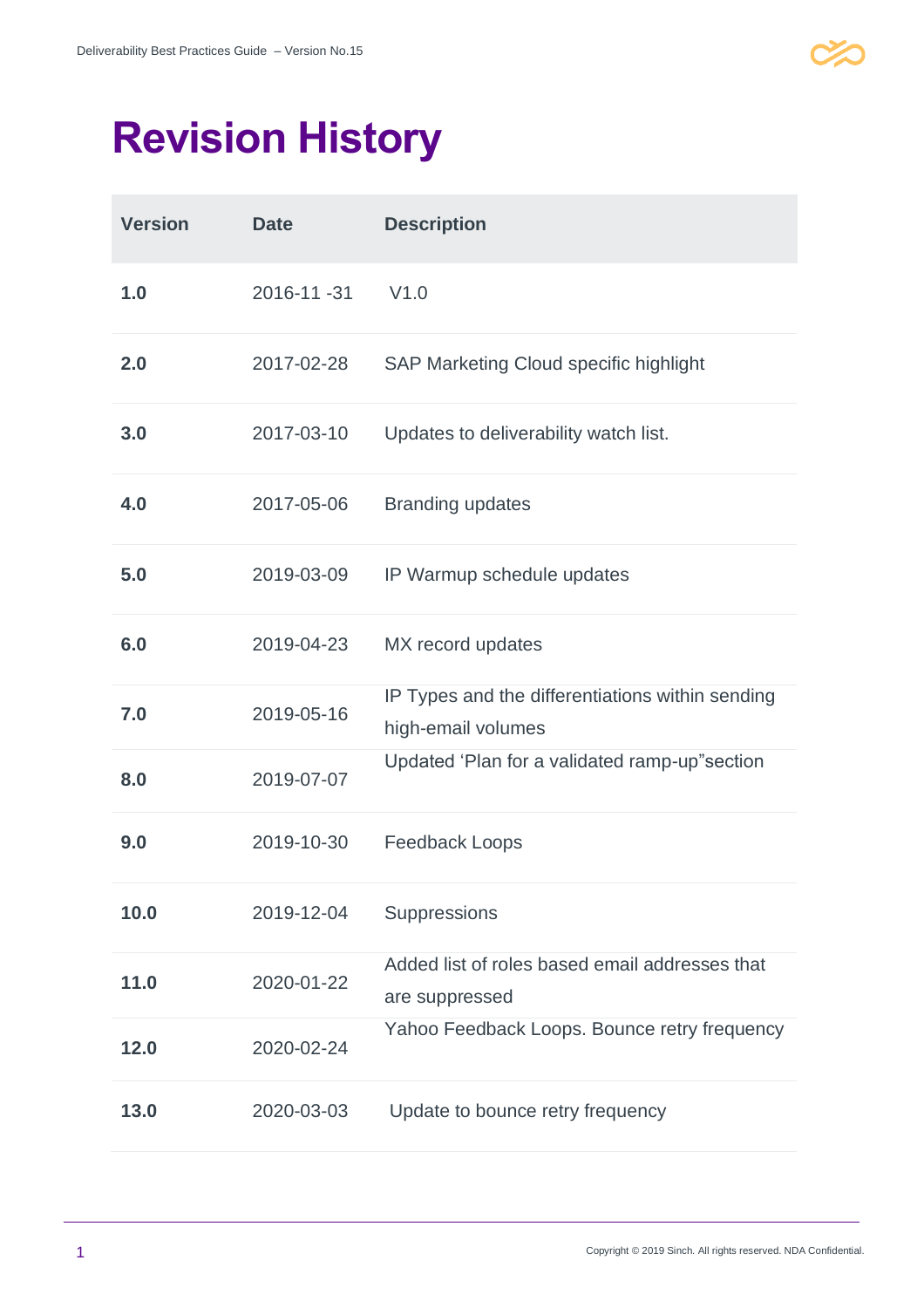# Revision History

| Version | Date | Description |
|---|---|---|
| **1.0** | 2016-11 -31 | V1.0 |
| **2.0** | 2017-02-28 | SAP Marketing Cloud specific highlight |
| **3.0** | 2017-03-10 | Updates to deliverability watch list. |
| **4.0** | 2017-05-06 | Branding updates |
| **5.0** | 2019-03-09 | IP Warmup schedule updates |
| **6.0** | 2019-04-23 | MX record updates |
| **7.0** | 2019-05-16 | IP Types and the differentiations within sending high-email volumes |
| **8.0** | 2019-07-07 | Updated 'Plan for a validated ramp-up"section |
| **9.0** | 2019-10-30 | Feedback Loops |
| **10.0** | 2019-12-04 | Suppressions |
| **11.0** | 2020-01-22 | Added list of roles based email addresses that are suppressed |
| **12.0** | 2020-02-24 | Yahoo Feedback Loops. Bounce retry frequency |
| **13.0** | 2020-03-03 | Update to bounce retry frequency |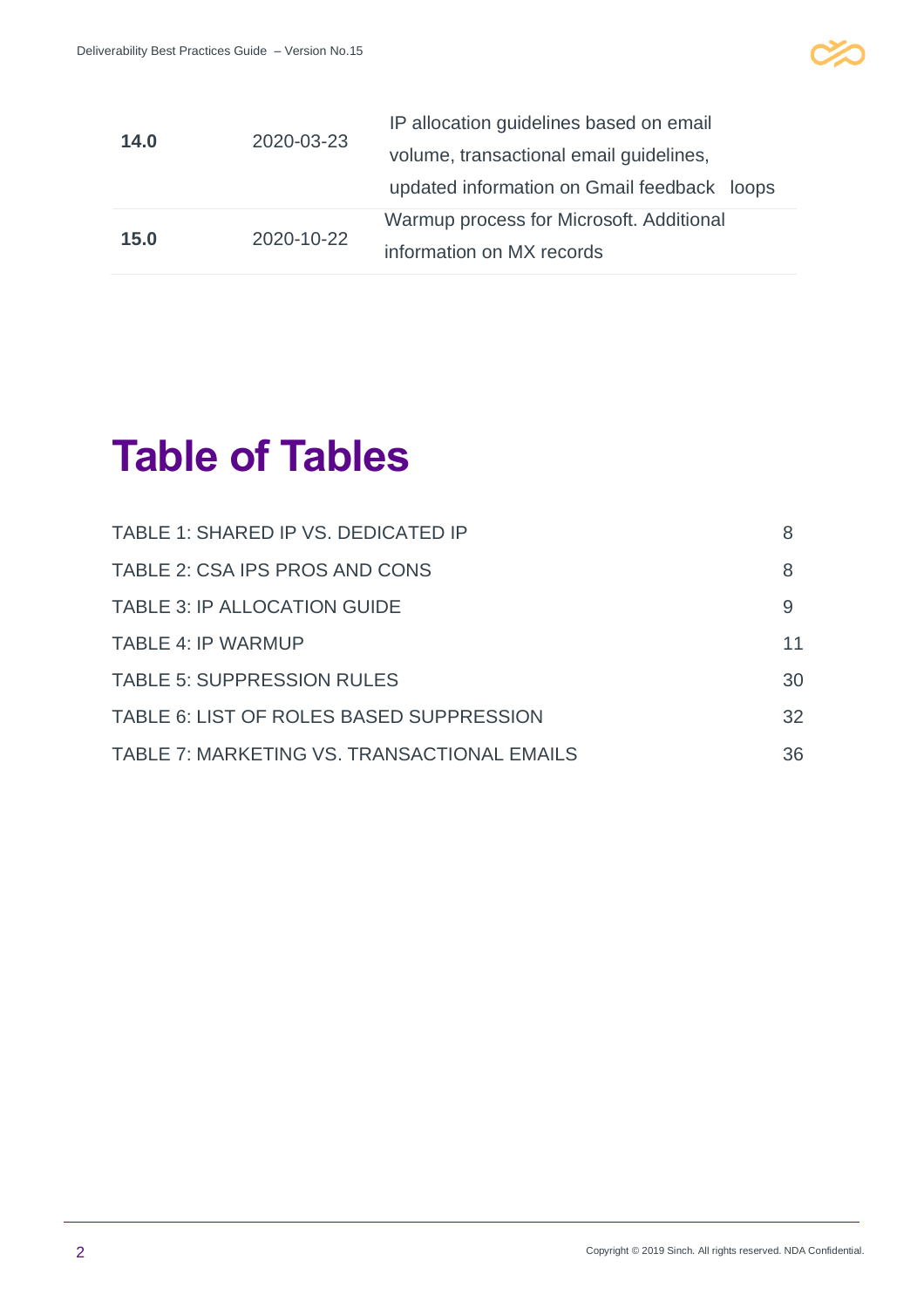| | | |
|---|---|---|
| **14.0** | 2020-03-23 | IP allocation guidelines based on email volume, transactional email guidelines, updated information on Gmail feedback loops |
| **15.0** | 2020-10-22 | Warmup process for Microsoft. Additional information on MX records |

# Table of Tables

| | |
|---|---|
| TABLE 1: SHARED IP VS. DEDICATED IP | 8 |
| TABLE 2: CSA IPS PROS AND CONS | 8 |
| TABLE 3: IP ALLOCATION GUIDE | 9 |
| TABLE 4: IP WARMUP | 11 |
| TABLE 5: SUPPRESSION RULES | 30 |
| TABLE 6: LIST OF ROLES BASED SUPPRESSION | 32 |
| TABLE 7: MARKETING VS. TRANSACTIONAL EMAILS | 36 |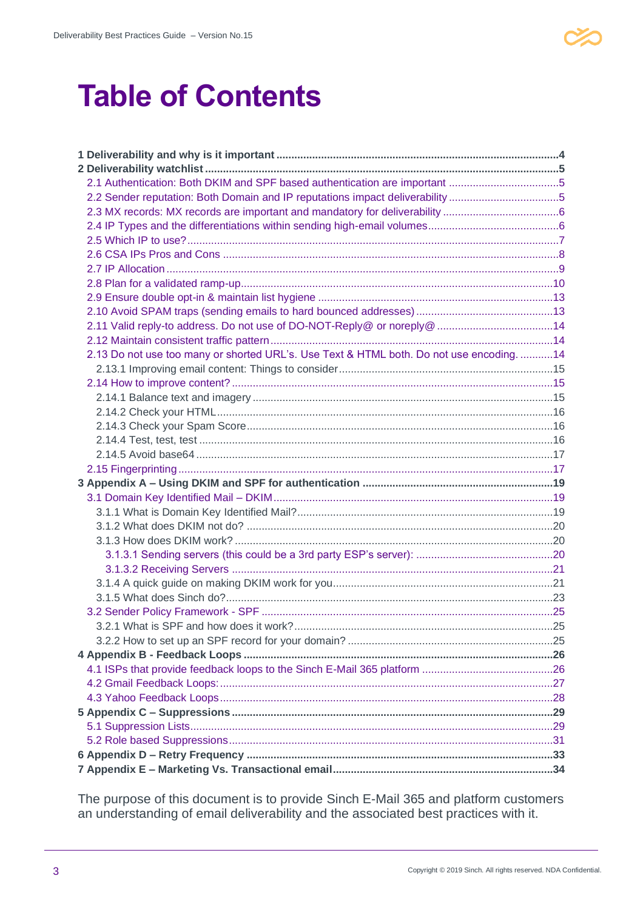# Table of Contents

- **1 Deliverability and why is it important** ... 4
- **2 Deliverability watchlist** ... 5
  - 2.1 Authentication: Both DKIM and SPF based authentication are important ... 5
  - 2.2 Sender reputation: Both Domain and IP reputations impact deliverability ... 5
  - 2.3 MX records: MX records are important and mandatory for deliverability ... 6
  - 2.4 IP Types and the differentiations within sending high-email volumes ... 6
  - 2.5 Which IP to use? ... 7
  - 2.6 CSA IPs Pros and Cons ... 8
  - 2.7 IP Allocation ... 9
  - 2.8 Plan for a validated ramp-up ... 10
  - 2.9 Ensure double opt-in & maintain list hygiene ... 13
  - 2.10 Avoid SPAM traps (sending emails to hard bounced addresses) ... 13
  - 2.11 Valid reply-to address. Do not use of DO-NOT-Reply@ or noreply@ ... 14
  - 2.12 Maintain consistent traffic pattern ... 14
  - 2.13 Do not use too many or shorted URL's. Use Text & HTML both. Do not use encoding. ... 14
    - 2.13.1 Improving email content: Things to consider ... 15
  - 2.14 How to improve content? ... 15
    - 2.14.1 Balance text and imagery ... 15
    - 2.14.2 Check your HTML ... 16
    - 2.14.3 Check your Spam Score ... 16
    - 2.14.4 Test, test, test ... 16
    - 2.14.5 Avoid base64 ... 17
  - 2.15 Fingerprinting ... 17
- **3 Appendix A – Using DKIM and SPF for authentication** ... 19
  - 3.1 Domain Key Identified Mail – DKIM ... 19
    - 3.1.1 What is Domain Key Identified Mail? ... 19
    - 3.1.2 What does DKIM not do? ... 20
    - 3.1.3 How does DKIM work? ... 20
      - 3.1.3.1 Sending servers (this could be a 3rd party ESP's server): ... 20
      - 3.1.3.2 Receiving Servers ... 21
    - 3.1.4 A quick guide on making DKIM work for you ... 21
    - 3.1.5 What does Sinch do? ... 23
  - 3.2 Sender Policy Framework - SPF ... 25
    - 3.2.1 What is SPF and how does it work? ... 25
    - 3.2.2 How to set up an SPF record for your domain? ... 25
- **4 Appendix B - Feedback Loops** ... 26
  - 4.1 ISPs that provide feedback loops to the Sinch E-Mail 365 platform ... 26
  - 4.2 Gmail Feedback Loops: ... 27
  - 4.3 Yahoo Feedback Loops ... 28
- **5 Appendix C – Suppressions** ... 29
  - 5.1 Suppression Lists ... 29
  - 5.2 Role based Suppressions ... 31
- **6 Appendix D – Retry Frequency** ... 33
- **7 Appendix E – Marketing Vs. Transactional email** ... 34

The purpose of this document is to provide Sinch E-Mail 365 and platform customers an understanding of email deliverability and the associated best practices with it.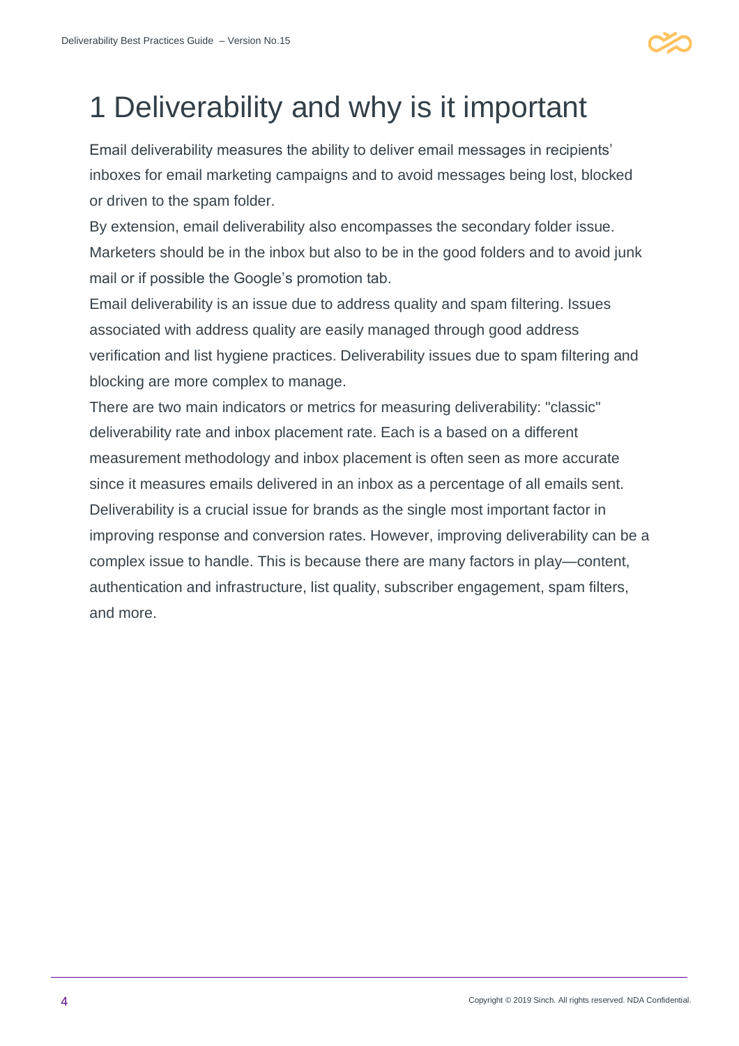# 1 Deliverability and why is it important

Email deliverability measures the ability to deliver email messages in recipients' inboxes for email marketing campaigns and to avoid messages being lost, blocked or driven to the spam folder.

By extension, email deliverability also encompasses the secondary folder issue. Marketers should be in the inbox but also to be in the good folders and to avoid junk mail or if possible the Google's promotion tab.

Email deliverability is an issue due to address quality and spam filtering. Issues associated with address quality are easily managed through good address verification and list hygiene practices. Deliverability issues due to spam filtering and blocking are more complex to manage.

There are two main indicators or metrics for measuring deliverability: "classic" deliverability rate and inbox placement rate. Each is a based on a different measurement methodology and inbox placement is often seen as more accurate since it measures emails delivered in an inbox as a percentage of all emails sent.

Deliverability is a crucial issue for brands as the single most important factor in improving response and conversion rates. However, improving deliverability can be a complex issue to handle. This is because there are many factors in play—content, authentication and infrastructure, list quality, subscriber engagement, spam filters, and more.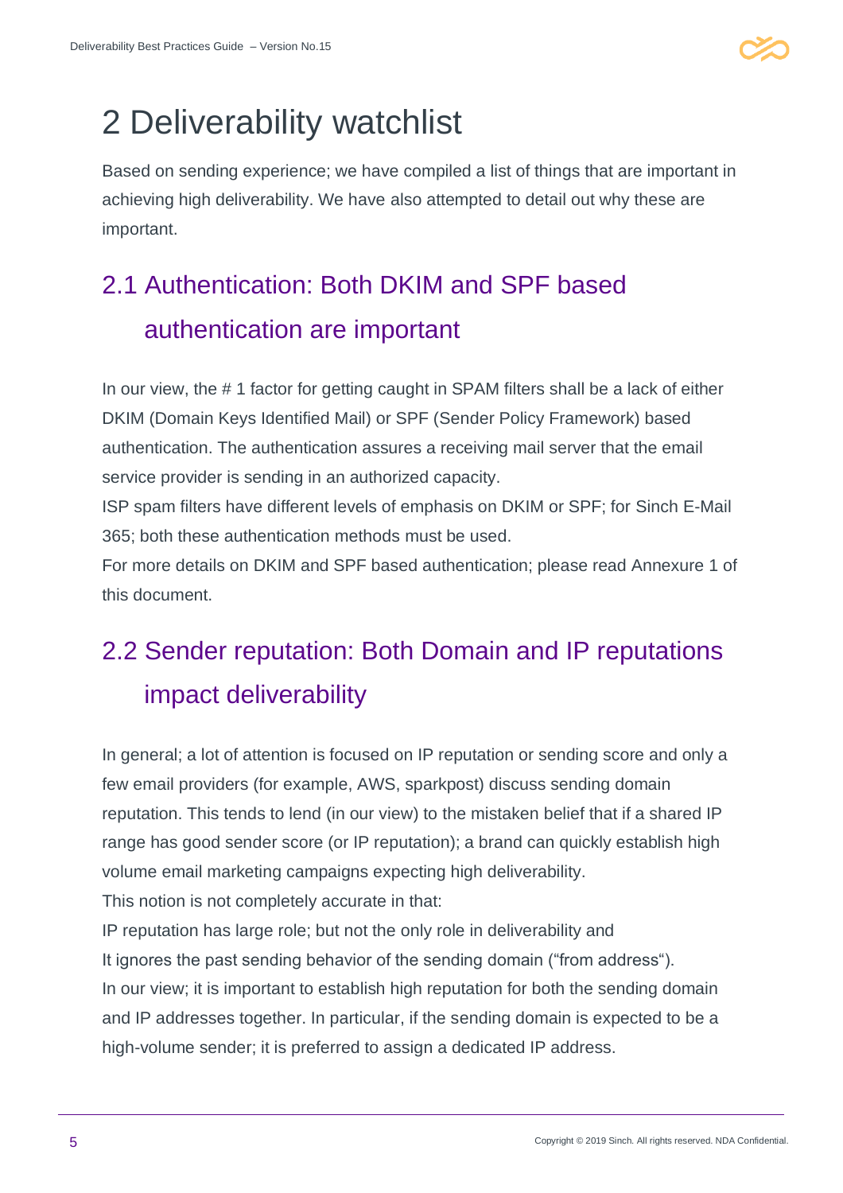# 2 Deliverability watchlist

Based on sending experience; we have compiled a list of things that are important in achieving high deliverability. We have also attempted to detail out why these are important.

## 2.1 Authentication: Both DKIM and SPF based authentication are important

In our view, the # 1 factor for getting caught in SPAM filters shall be a lack of either DKIM (Domain Keys Identified Mail) or SPF (Sender Policy Framework) based authentication. The authentication assures a receiving mail server that the email service provider is sending in an authorized capacity.

ISP spam filters have different levels of emphasis on DKIM or SPF; for Sinch E-Mail 365; both these authentication methods must be used.

For more details on DKIM and SPF based authentication; please read Annexure 1 of this document.

## 2.2 Sender reputation: Both Domain and IP reputations impact deliverability

In general; a lot of attention is focused on IP reputation or sending score and only a few email providers (for example, AWS, sparkpost) discuss sending domain reputation. This tends to lend (in our view) to the mistaken belief that if a shared IP range has good sender score (or IP reputation); a brand can quickly establish high volume email marketing campaigns expecting high deliverability.

This notion is not completely accurate in that:

IP reputation has large role; but not the only role in deliverability and

It ignores the past sending behavior of the sending domain ("from address").

In our view; it is important to establish high reputation for both the sending domain and IP addresses together. In particular, if the sending domain is expected to be a high-volume sender; it is preferred to assign a dedicated IP address.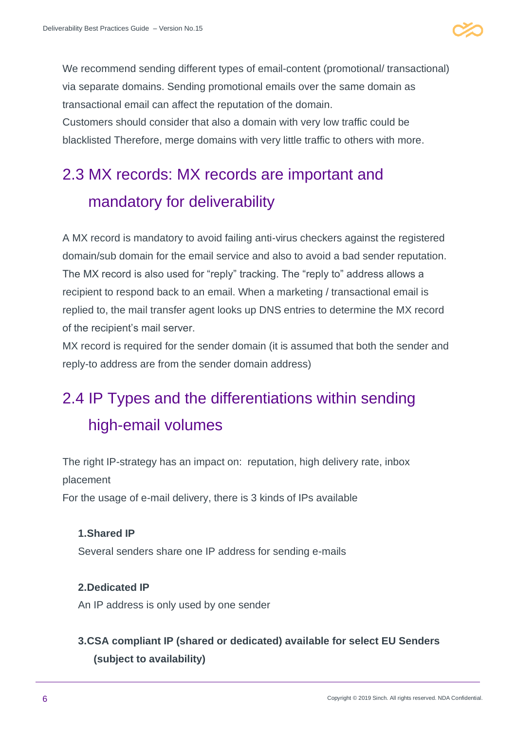We recommend sending different types of email-content (promotional/ transactional) via separate domains. Sending promotional emails over the same domain as transactional email can affect the reputation of the domain.
Customers should consider that also a domain with very low traffic could be blacklisted Therefore, merge domains with very little traffic to others with more.

## 2.3 MX records: MX records are important and mandatory for deliverability

A MX record is mandatory to avoid failing anti-virus checkers against the registered domain/sub domain for the email service and also to avoid a bad sender reputation. The MX record is also used for "reply" tracking. The "reply to" address allows a recipient to respond back to an email. When a marketing / transactional email is replied to, the mail transfer agent looks up DNS entries to determine the MX record of the recipient's mail server.
MX record is required for the sender domain (it is assumed that both the sender and reply-to address are from the sender domain address)

## 2.4 IP Types and the differentiations within sending high-email volumes

The right IP-strategy has an impact on: reputation, high delivery rate, inbox placement
For the usage of e-mail delivery, there is 3 kinds of IPs available

**1.Shared IP**
Several senders share one IP address for sending e-mails

**2.Dedicated IP**
An IP address is only used by one sender

**3.CSA compliant IP (shared or dedicated) available for select EU Senders (subject to availability)**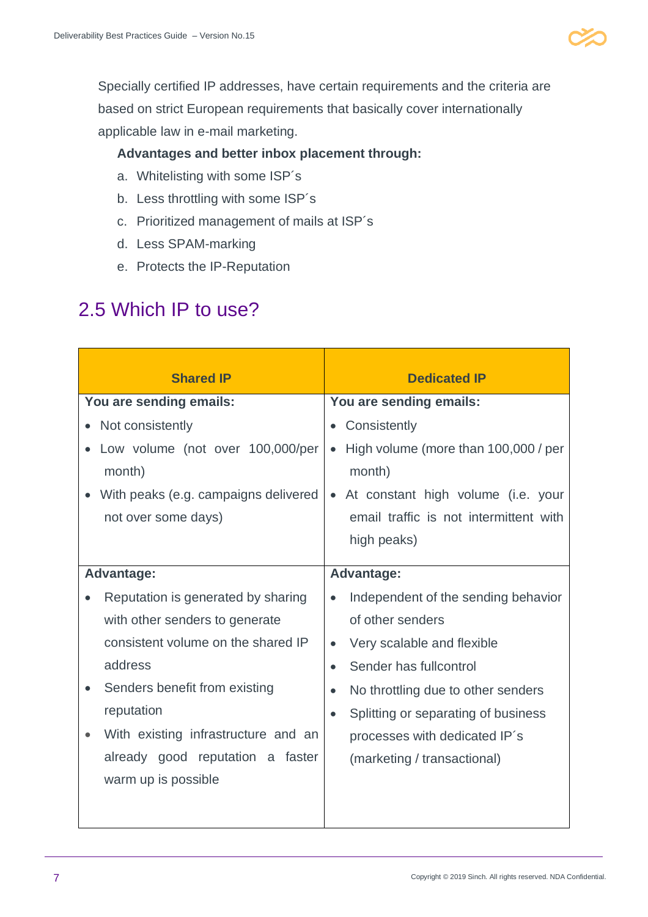Specially certified IP addresses, have certain requirements and the criteria are based on strict European requirements that basically cover internationally applicable law in e-mail marketing.

**Advantages and better inbox placement through:**

a. Whitelisting with some ISP´s
b. Less throttling with some ISP´s
c. Prioritized management of mails at ISP´s
d. Less SPAM-marking
e. Protects the IP-Reputation

## 2.5 Which IP to use?

| Shared IP | Dedicated IP |
|---|---|
| **You are sending emails:**<br>• Not consistently<br>• Low volume (not over 100,000/per month)<br>• With peaks (e.g. campaigns delivered not over some days) | **You are sending emails:**<br>• Consistently<br>• High volume (more than 100,000 / per month)<br>• At constant high volume (i.e. your email traffic is not intermittent with high peaks) |
| **Advantage:**<br>• Reputation is generated by sharing with other senders to generate consistent volume on the shared IP address<br>• Senders benefit from existing reputation<br>• With existing infrastructure and an already good reputation a faster warm up is possible | **Advantage:**<br>• Independent of the sending behavior of other senders<br>• Very scalable and flexible<br>• Sender has fullcontrol<br>• No throttling due to other senders<br>• Splitting or separating of business processes with dedicated IP´s (marketing / transactional) |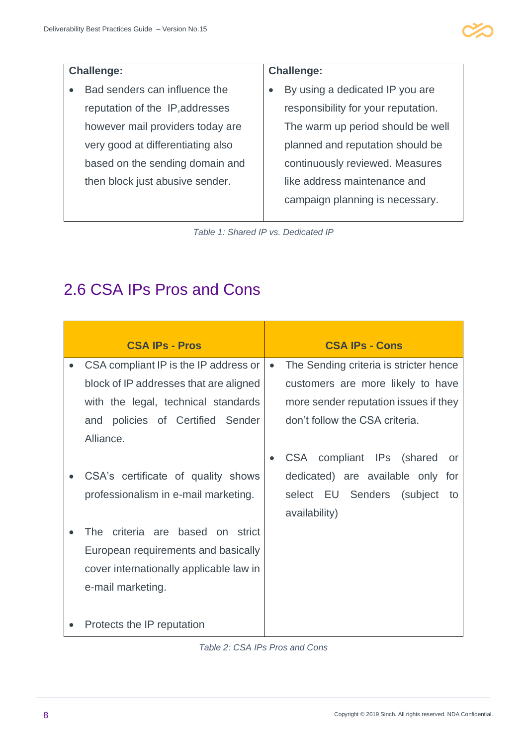| Challenge: | Challenge: |
| --- | --- |
| • Bad senders can influence the reputation of the IP,addresses however mail providers today are very good at differentiating also based on the sending domain and then block just abusive sender. | • By using a dedicated IP you are responsibility for your reputation. The warm up period should be well planned and reputation should be continuously reviewed. Measures like address maintenance and campaign planning is necessary. |

*Table 1: Shared IP vs. Dedicated IP*

## 2.6 CSA IPs Pros and Cons

| CSA IPs - Pros | CSA IPs - Cons |
| --- | --- |
| • CSA compliant IP is the IP address or block of IP addresses that are aligned with the legal, technical standards and policies of Certified Sender Alliance.<br><br>• CSA's certificate of quality shows professionalism in e-mail marketing.<br><br>• The criteria are based on strict European requirements and basically cover internationally applicable law in e-mail marketing.<br><br>• Protects the IP reputation | • The Sending criteria is stricter hence customers are more likely to have more sender reputation issues if they don't follow the CSA criteria.<br><br>• CSA compliant IPs (shared or dedicated) are available only for select EU Senders (subject to availability) |

*Table 2: CSA IPs Pros and Cons*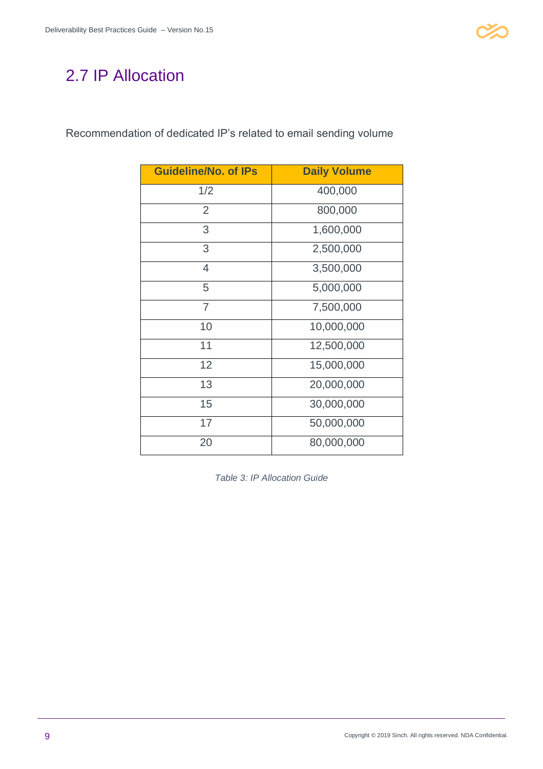## 2.7 IP Allocation

Recommendation of dedicated IP's related to email sending volume

| Guideline/No. of IPs | Daily Volume |
|---|---|
| 1/2 | 400,000 |
| 2 | 800,000 |
| 3 | 1,600,000 |
| 3 | 2,500,000 |
| 4 | 3,500,000 |
| 5 | 5,000,000 |
| 7 | 7,500,000 |
| 10 | 10,000,000 |
| 11 | 12,500,000 |
| 12 | 15,000,000 |
| 13 | 20,000,000 |
| 15 | 30,000,000 |
| 17 | 50,000,000 |
| 20 | 80,000,000 |

*Table 3: IP Allocation Guide*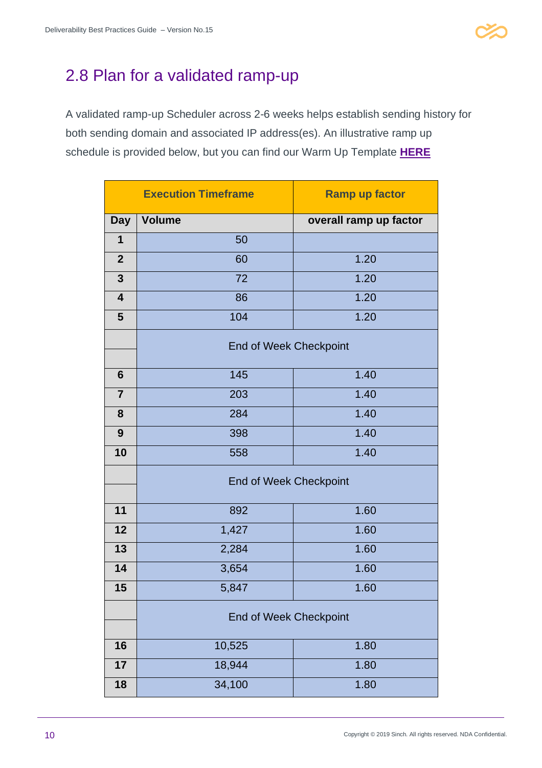## 2.8 Plan for a validated ramp-up

A validated ramp-up Scheduler across 2-6 weeks helps establish sending history for both sending domain and associated IP address(es). An illustrative ramp up schedule is provided below, but you can find our Warm Up Template **HERE**

| Execution Timeframe | | Ramp up factor |
|---|---|---|
| **Day** | **Volume** | **overall ramp up factor** |
| **1** | 50 | |
| **2** | 60 | 1.20 |
| **3** | 72 | 1.20 |
| **4** | 86 | 1.20 |
| **5** | 104 | 1.20 |
| | End of Week Checkpoint | |
| **6** | 145 | 1.40 |
| **7** | 203 | 1.40 |
| **8** | 284 | 1.40 |
| **9** | 398 | 1.40 |
| **10** | 558 | 1.40 |
| | End of Week Checkpoint | |
| **11** | 892 | 1.60 |
| **12** | 1,427 | 1.60 |
| **13** | 2,284 | 1.60 |
| **14** | 3,654 | 1.60 |
| **15** | 5,847 | 1.60 |
| | End of Week Checkpoint | |
| **16** | 10,525 | 1.80 |
| **17** | 18,944 | 1.80 |
| **18** | 34,100 | 1.80 |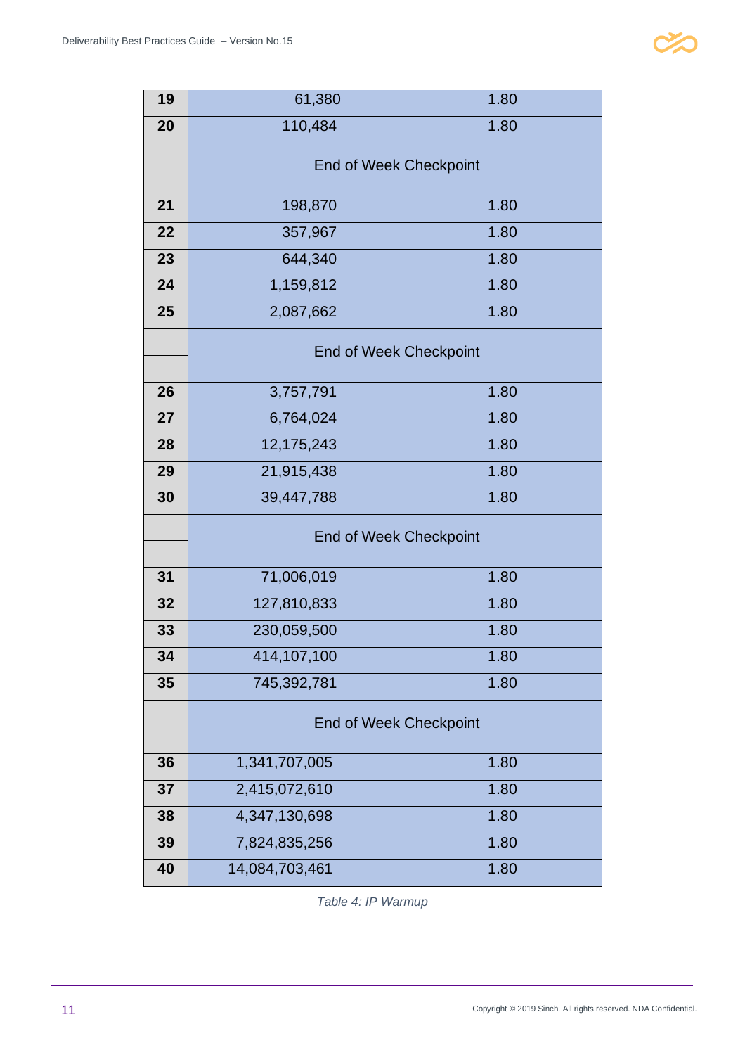| | | |
|---|---|---|
| **19** | 61,380 | 1.80 |
| **20** | 110,484 | 1.80 |
| | End of Week Checkpoint | |
| **21** | 198,870 | 1.80 |
| **22** | 357,967 | 1.80 |
| **23** | 644,340 | 1.80 |
| **24** | 1,159,812 | 1.80 |
| **25** | 2,087,662 | 1.80 |
| | End of Week Checkpoint | |
| **26** | 3,757,791 | 1.80 |
| **27** | 6,764,024 | 1.80 |
| **28** | 12,175,243 | 1.80 |
| **29** | 21,915,438 | 1.80 |
| **30** | 39,447,788 | 1.80 |
| | End of Week Checkpoint | |
| **31** | 71,006,019 | 1.80 |
| **32** | 127,810,833 | 1.80 |
| **33** | 230,059,500 | 1.80 |
| **34** | 414,107,100 | 1.80 |
| **35** | 745,392,781 | 1.80 |
| | End of Week Checkpoint | |
| **36** | 1,341,707,005 | 1.80 |
| **37** | 2,415,072,610 | 1.80 |
| **38** | 4,347,130,698 | 1.80 |
| **39** | 7,824,835,256 | 1.80 |
| **40** | 14,084,703,461 | 1.80 |

*Table 4: IP Warmup*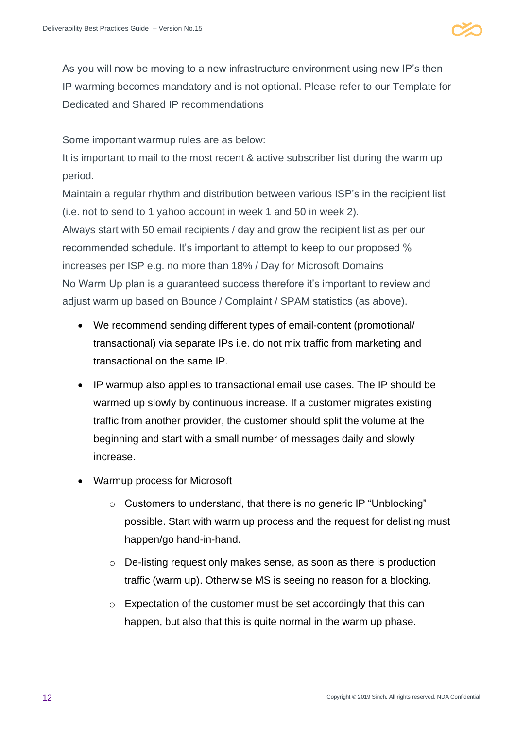As you will now be moving to a new infrastructure environment using new IP's then IP warming becomes mandatory and is not optional. Please refer to our Template for Dedicated and Shared IP recommendations

Some important warmup rules are as below:

It is important to mail to the most recent & active subscriber list during the warm up period.

Maintain a regular rhythm and distribution between various ISP's in the recipient list (i.e. not to send to 1 yahoo account in week 1 and 50 in week 2).

Always start with 50 email recipients / day and grow the recipient list as per our recommended schedule. It's important to attempt to keep to our proposed % increases per ISP e.g. no more than 18% / Day for Microsoft Domains

No Warm Up plan is a guaranteed success therefore it's important to review and adjust warm up based on Bounce / Complaint / SPAM statistics (as above).

- We recommend sending different types of email-content (promotional/ transactional) via separate IPs i.e. do not mix traffic from marketing and transactional on the same IP.
- IP warmup also applies to transactional email use cases. The IP should be warmed up slowly by continuous increase. If a customer migrates existing traffic from another provider, the customer should split the volume at the beginning and start with a small number of messages daily and slowly increase.
- Warmup process for Microsoft
    - Customers to understand, that there is no generic IP "Unblocking" possible. Start with warm up process and the request for delisting must happen/go hand-in-hand.
    - De-listing request only makes sense, as soon as there is production traffic (warm up). Otherwise MS is seeing no reason for a blocking.
    - Expectation of the customer must be set accordingly that this can happen, but also that this is quite normal in the warm up phase.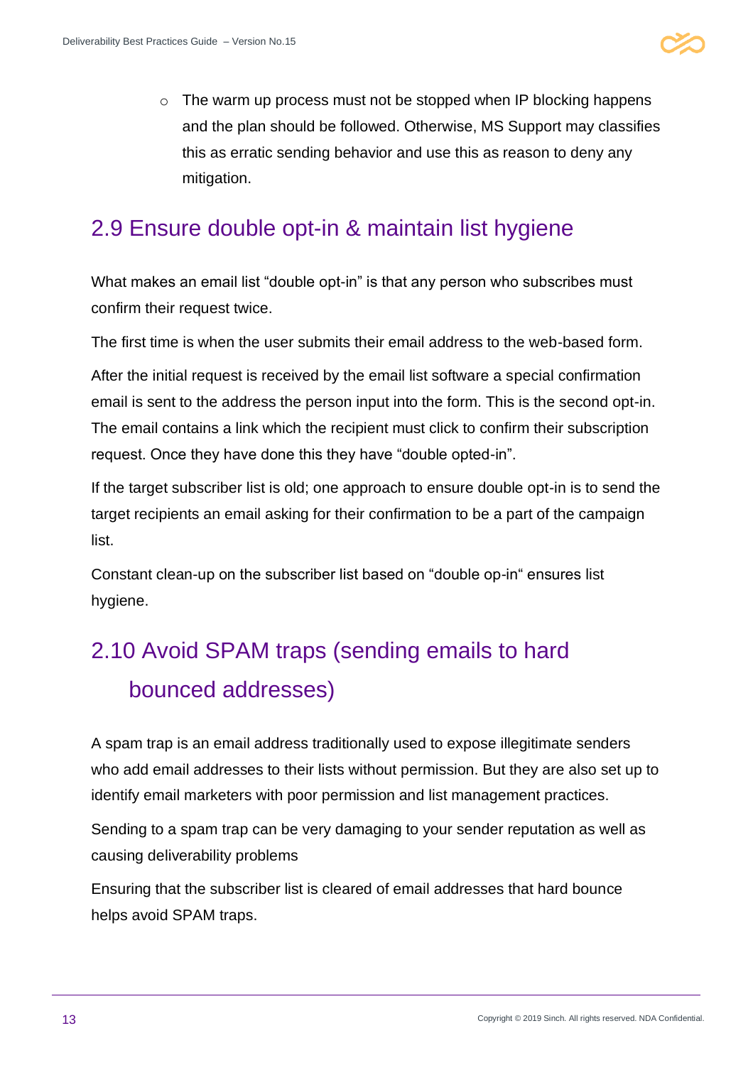- The warm up process must not be stopped when IP blocking happens and the plan should be followed. Otherwise, MS Support may classifies this as erratic sending behavior and use this as reason to deny any mitigation.

## 2.9 Ensure double opt-in & maintain list hygiene

What makes an email list “double opt-in” is that any person who subscribes must confirm their request twice.

The first time is when the user submits their email address to the web-based form.

After the initial request is received by the email list software a special confirmation email is sent to the address the person input into the form. This is the second opt-in. The email contains a link which the recipient must click to confirm their subscription request. Once they have done this they have “double opted-in”.

If the target subscriber list is old; one approach to ensure double opt-in is to send the target recipients an email asking for their confirmation to be a part of the campaign list.

Constant clean-up on the subscriber list based on “double op-in“ ensures list hygiene.

## 2.10 Avoid SPAM traps (sending emails to hard bounced addresses)

A spam trap is an email address traditionally used to expose illegitimate senders who add email addresses to their lists without permission. But they are also set up to identify email marketers with poor permission and list management practices.

Sending to a spam trap can be very damaging to your sender reputation as well as causing deliverability problems

Ensuring that the subscriber list is cleared of email addresses that hard bounce helps avoid SPAM traps.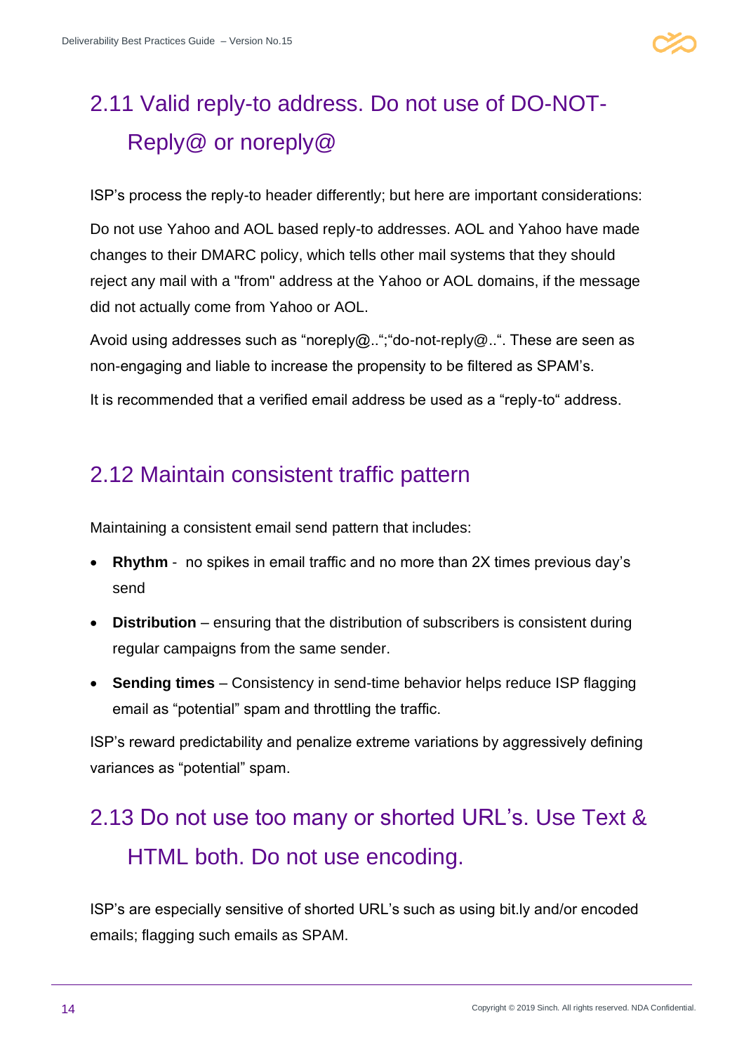## 2.11 Valid reply-to address. Do not use of DO-NOT-Reply@ or noreply@

ISP's process the reply-to header differently; but here are important considerations:

Do not use Yahoo and AOL based reply-to addresses. AOL and Yahoo have made changes to their DMARC policy, which tells other mail systems that they should reject any mail with a "from" address at the Yahoo or AOL domains, if the message did not actually come from Yahoo or AOL.

Avoid using addresses such as “noreply@..“;“do-not-reply@..“. These are seen as non-engaging and liable to increase the propensity to be filtered as SPAM's.

It is recommended that a verified email address be used as a “reply-to“ address.

## 2.12 Maintain consistent traffic pattern

Maintaining a consistent email send pattern that includes:

- **Rhythm** - no spikes in email traffic and no more than 2X times previous day's send
- **Distribution** – ensuring that the distribution of subscribers is consistent during regular campaigns from the same sender.
- **Sending times** – Consistency in send-time behavior helps reduce ISP flagging email as “potential” spam and throttling the traffic.

ISP's reward predictability and penalize extreme variations by aggressively defining variances as “potential” spam.

## 2.13 Do not use too many or shorted URL's. Use Text & HTML both. Do not use encoding.

ISP's are especially sensitive of shorted URL's such as using bit.ly and/or encoded emails; flagging such emails as SPAM.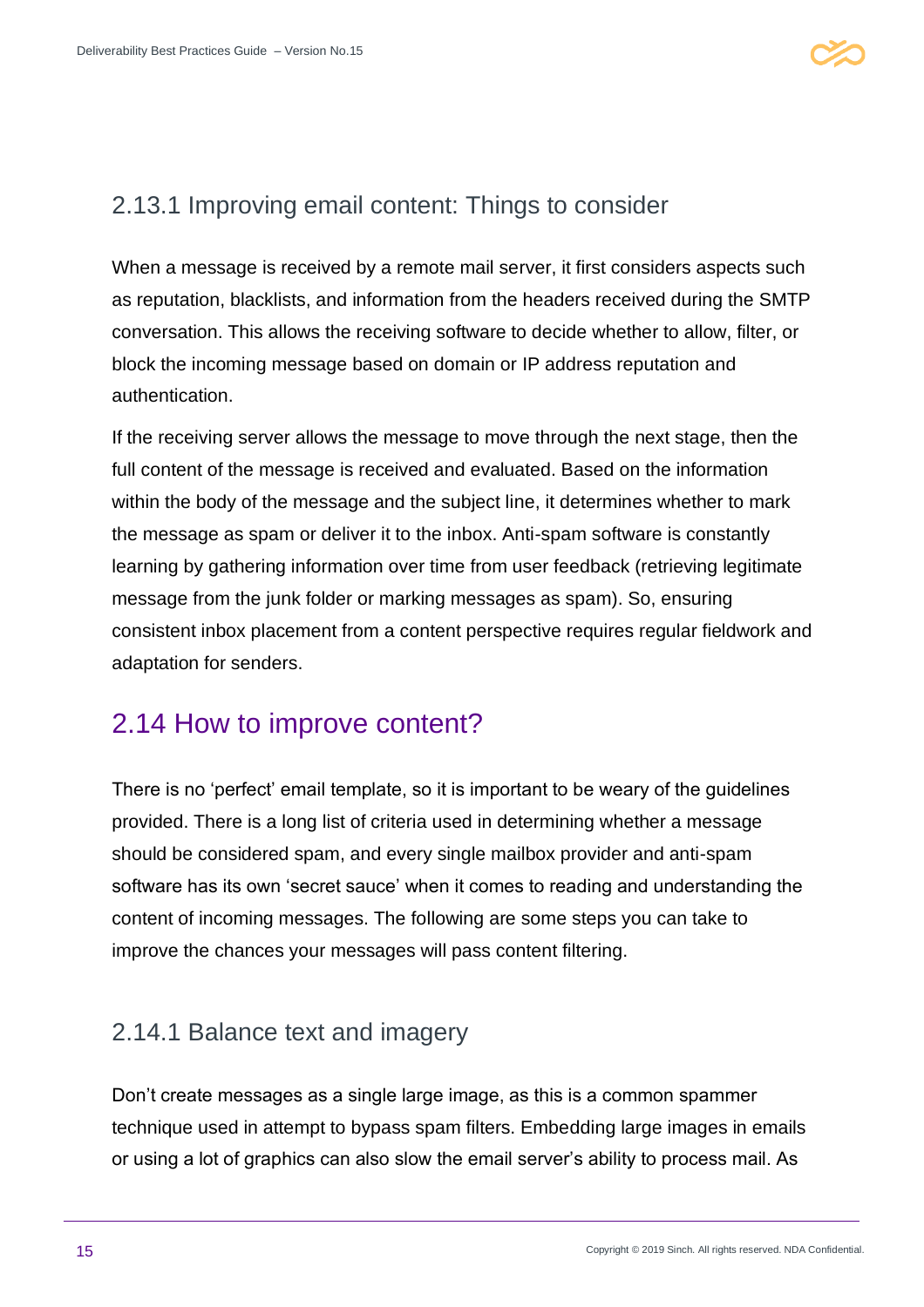### 2.13.1 Improving email content: Things to consider

When a message is received by a remote mail server, it first considers aspects such as reputation, blacklists, and information from the headers received during the SMTP conversation. This allows the receiving software to decide whether to allow, filter, or block the incoming message based on domain or IP address reputation and authentication.

If the receiving server allows the message to move through the next stage, then the full content of the message is received and evaluated. Based on the information within the body of the message and the subject line, it determines whether to mark the message as spam or deliver it to the inbox. Anti-spam software is constantly learning by gathering information over time from user feedback (retrieving legitimate message from the junk folder or marking messages as spam). So, ensuring consistent inbox placement from a content perspective requires regular fieldwork and adaptation for senders.

## 2.14 How to improve content?

There is no 'perfect' email template, so it is important to be weary of the guidelines provided. There is a long list of criteria used in determining whether a message should be considered spam, and every single mailbox provider and anti-spam software has its own 'secret sauce' when it comes to reading and understanding the content of incoming messages. The following are some steps you can take to improve the chances your messages will pass content filtering.

### 2.14.1 Balance text and imagery

Don't create messages as a single large image, as this is a common spammer technique used in attempt to bypass spam filters. Embedding large images in emails or using a lot of graphics can also slow the email server's ability to process mail. As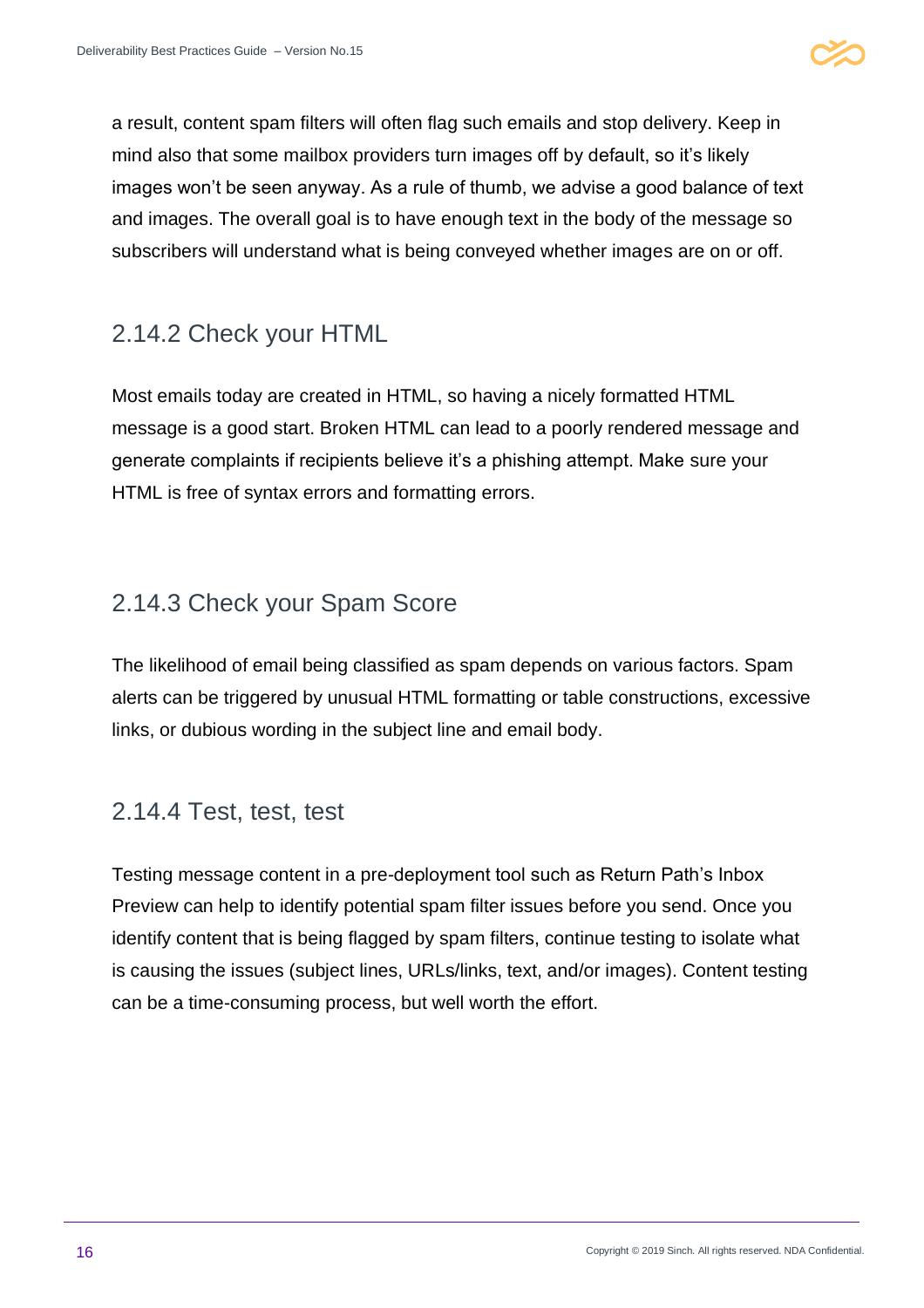a result, content spam filters will often flag such emails and stop delivery. Keep in mind also that some mailbox providers turn images off by default, so it's likely images won't be seen anyway. As a rule of thumb, we advise a good balance of text and images. The overall goal is to have enough text in the body of the message so subscribers will understand what is being conveyed whether images are on or off.

### 2.14.2 Check your HTML

Most emails today are created in HTML, so having a nicely formatted HTML message is a good start. Broken HTML can lead to a poorly rendered message and generate complaints if recipients believe it's a phishing attempt. Make sure your HTML is free of syntax errors and formatting errors.

### 2.14.3 Check your Spam Score

The likelihood of email being classified as spam depends on various factors. Spam alerts can be triggered by unusual HTML formatting or table constructions, excessive links, or dubious wording in the subject line and email body.

### 2.14.4 Test, test, test

Testing message content in a pre-deployment tool such as Return Path's Inbox Preview can help to identify potential spam filter issues before you send. Once you identify content that is being flagged by spam filters, continue testing to isolate what is causing the issues (subject lines, URLs/links, text, and/or images). Content testing can be a time-consuming process, but well worth the effort.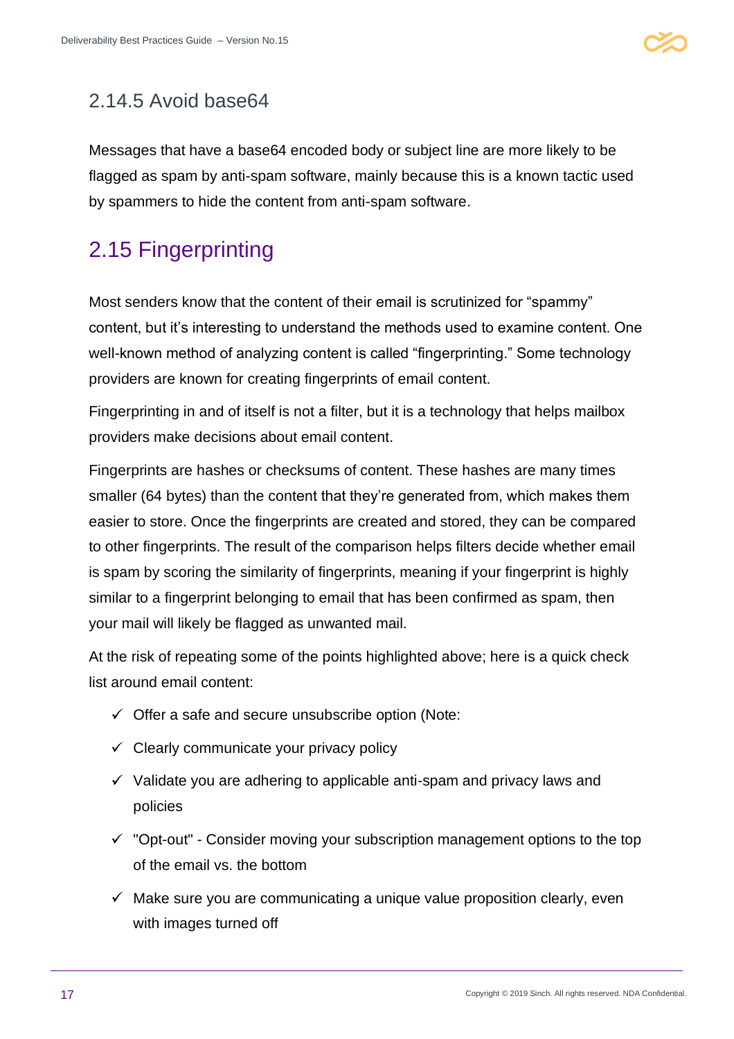### 2.14.5 Avoid base64

Messages that have a base64 encoded body or subject line are more likely to be flagged as spam by anti-spam software, mainly because this is a known tactic used by spammers to hide the content from anti-spam software.

## 2.15 Fingerprinting

Most senders know that the content of their email is scrutinized for “spammy” content, but it’s interesting to understand the methods used to examine content. One well-known method of analyzing content is called “fingerprinting.” Some technology providers are known for creating fingerprints of email content.

Fingerprinting in and of itself is not a filter, but it is a technology that helps mailbox providers make decisions about email content.

Fingerprints are hashes or checksums of content. These hashes are many times smaller (64 bytes) than the content that they’re generated from, which makes them easier to store. Once the fingerprints are created and stored, they can be compared to other fingerprints. The result of the comparison helps filters decide whether email is spam by scoring the similarity of fingerprints, meaning if your fingerprint is highly similar to a fingerprint belonging to email that has been confirmed as spam, then your mail will likely be flagged as unwanted mail.

At the risk of repeating some of the points highlighted above; here is a quick check list around email content:

- ✓ Offer a safe and secure unsubscribe option (Note:
- ✓ Clearly communicate your privacy policy
- ✓ Validate you are adhering to applicable anti-spam and privacy laws and policies
- ✓ "Opt-out" - Consider moving your subscription management options to the top of the email vs. the bottom
- ✓ Make sure you are communicating a unique value proposition clearly, even with images turned off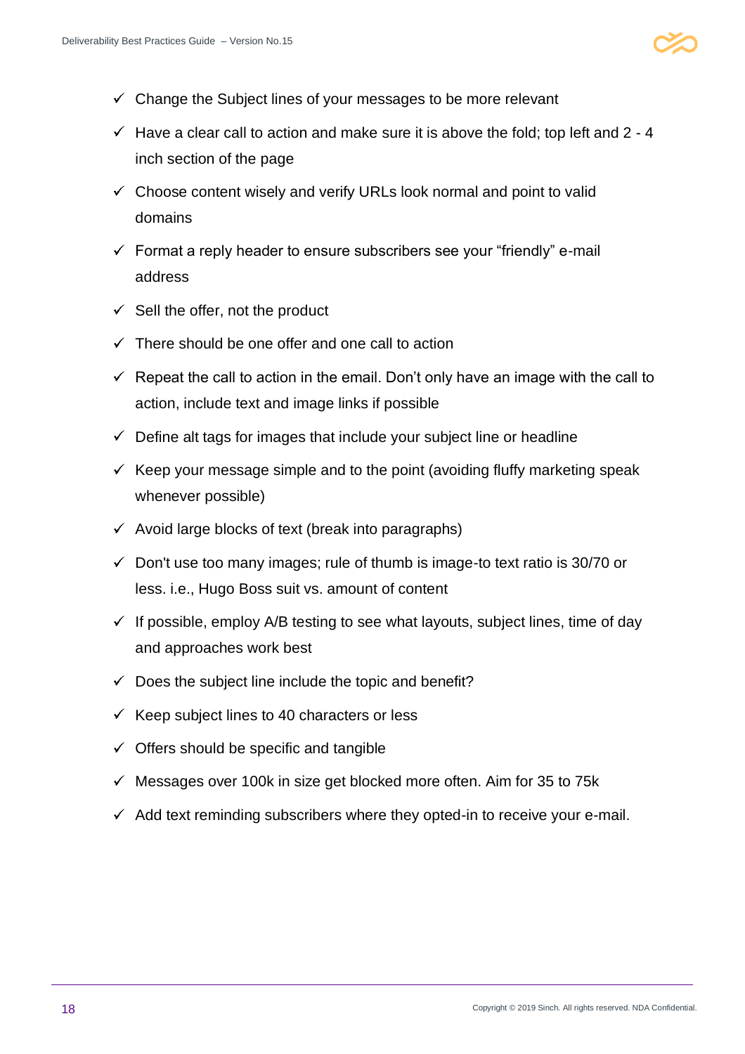- ✓ Change the Subject lines of your messages to be more relevant
- ✓ Have a clear call to action and make sure it is above the fold; top left and 2 - 4 inch section of the page
- ✓ Choose content wisely and verify URLs look normal and point to valid domains
- ✓ Format a reply header to ensure subscribers see your "friendly" e-mail address
- ✓ Sell the offer, not the product
- ✓ There should be one offer and one call to action
- ✓ Repeat the call to action in the email. Don't only have an image with the call to action, include text and image links if possible
- ✓ Define alt tags for images that include your subject line or headline
- ✓ Keep your message simple and to the point (avoiding fluffy marketing speak whenever possible)
- ✓ Avoid large blocks of text (break into paragraphs)
- ✓ Don't use too many images; rule of thumb is image-to text ratio is 30/70 or less. i.e., Hugo Boss suit vs. amount of content
- ✓ If possible, employ A/B testing to see what layouts, subject lines, time of day and approaches work best
- ✓ Does the subject line include the topic and benefit?
- ✓ Keep subject lines to 40 characters or less
- ✓ Offers should be specific and tangible
- ✓ Messages over 100k in size get blocked more often. Aim for 35 to 75k
- ✓ Add text reminding subscribers where they opted-in to receive your e-mail.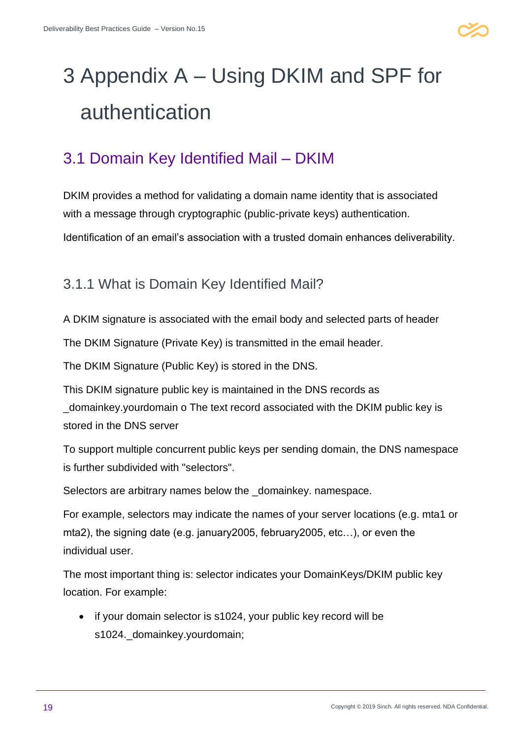# 3 Appendix A – Using DKIM and SPF for authentication

## 3.1 Domain Key Identified Mail – DKIM

DKIM provides a method for validating a domain name identity that is associated with a message through cryptographic (public-private keys) authentication.

Identification of an email's association with a trusted domain enhances deliverability.

### 3.1.1 What is Domain Key Identified Mail?

A DKIM signature is associated with the email body and selected parts of header

The DKIM Signature (Private Key) is transmitted in the email header.

The DKIM Signature (Public Key) is stored in the DNS.

This DKIM signature public key is maintained in the DNS records as _domainkey.yourdomain o The text record associated with the DKIM public key is stored in the DNS server

To support multiple concurrent public keys per sending domain, the DNS namespace is further subdivided with "selectors".

Selectors are arbitrary names below the _domainkey. namespace.

For example, selectors may indicate the names of your server locations (e.g. mta1 or mta2), the signing date (e.g. january2005, february2005, etc…), or even the individual user.

The most important thing is: selector indicates your DomainKeys/DKIM public key location. For example:

- if your domain selector is s1024, your public key record will be s1024._domainkey.yourdomain;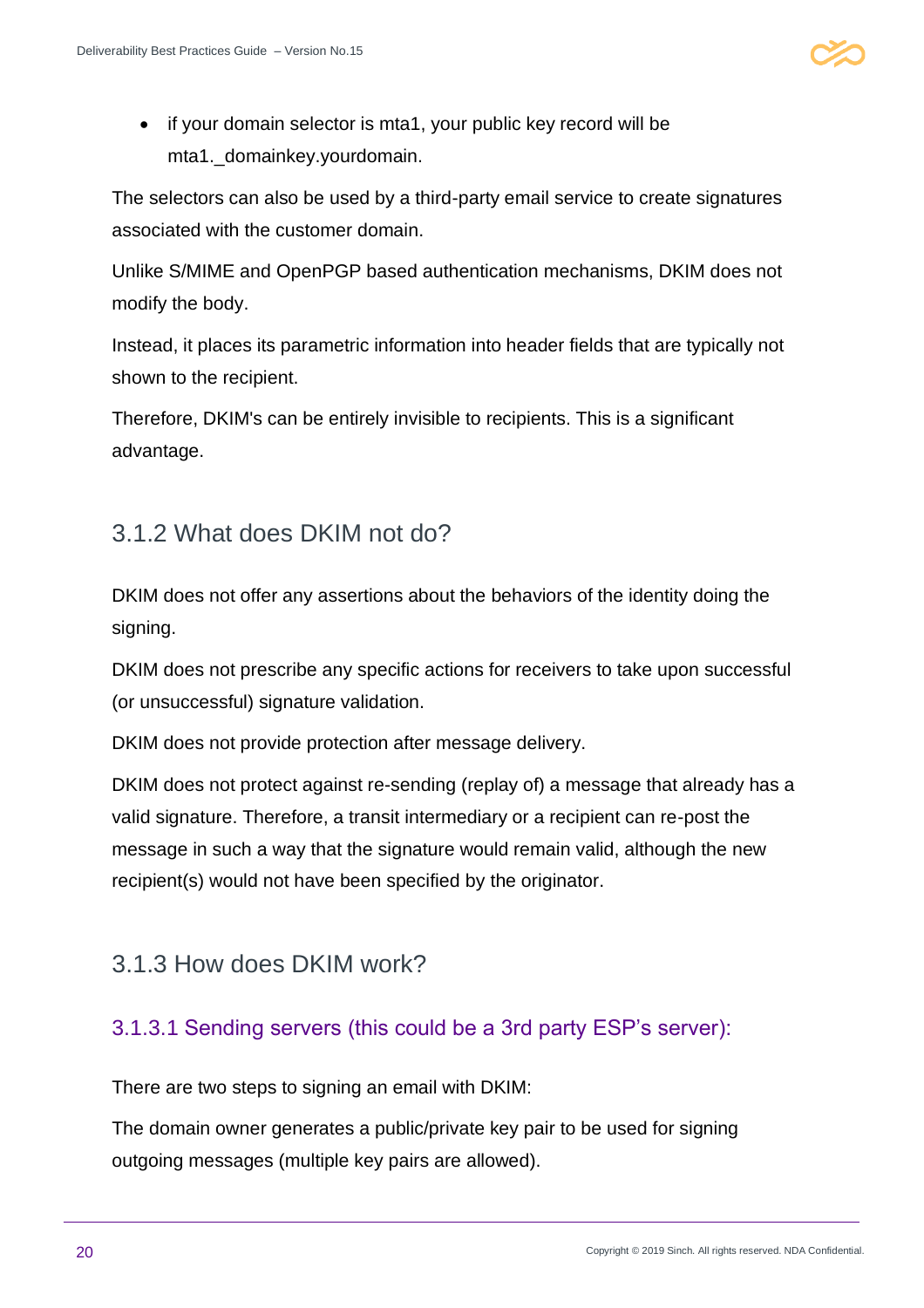- if your domain selector is mta1, your public key record will be mta1._domainkey.yourdomain.

The selectors can also be used by a third-party email service to create signatures associated with the customer domain.

Unlike S/MIME and OpenPGP based authentication mechanisms, DKIM does not modify the body.

Instead, it places its parametric information into header fields that are typically not shown to the recipient.

Therefore, DKIM's can be entirely invisible to recipients. This is a significant advantage.

## 3.1.2 What does DKIM not do?

DKIM does not offer any assertions about the behaviors of the identity doing the signing.

DKIM does not prescribe any specific actions for receivers to take upon successful (or unsuccessful) signature validation.

DKIM does not provide protection after message delivery.

DKIM does not protect against re-sending (replay of) a message that already has a valid signature. Therefore, a transit intermediary or a recipient can re-post the message in such a way that the signature would remain valid, although the new recipient(s) would not have been specified by the originator.

## 3.1.3 How does DKIM work?

### 3.1.3.1 Sending servers (this could be a 3rd party ESP's server):

There are two steps to signing an email with DKIM:

The domain owner generates a public/private key pair to be used for signing outgoing messages (multiple key pairs are allowed).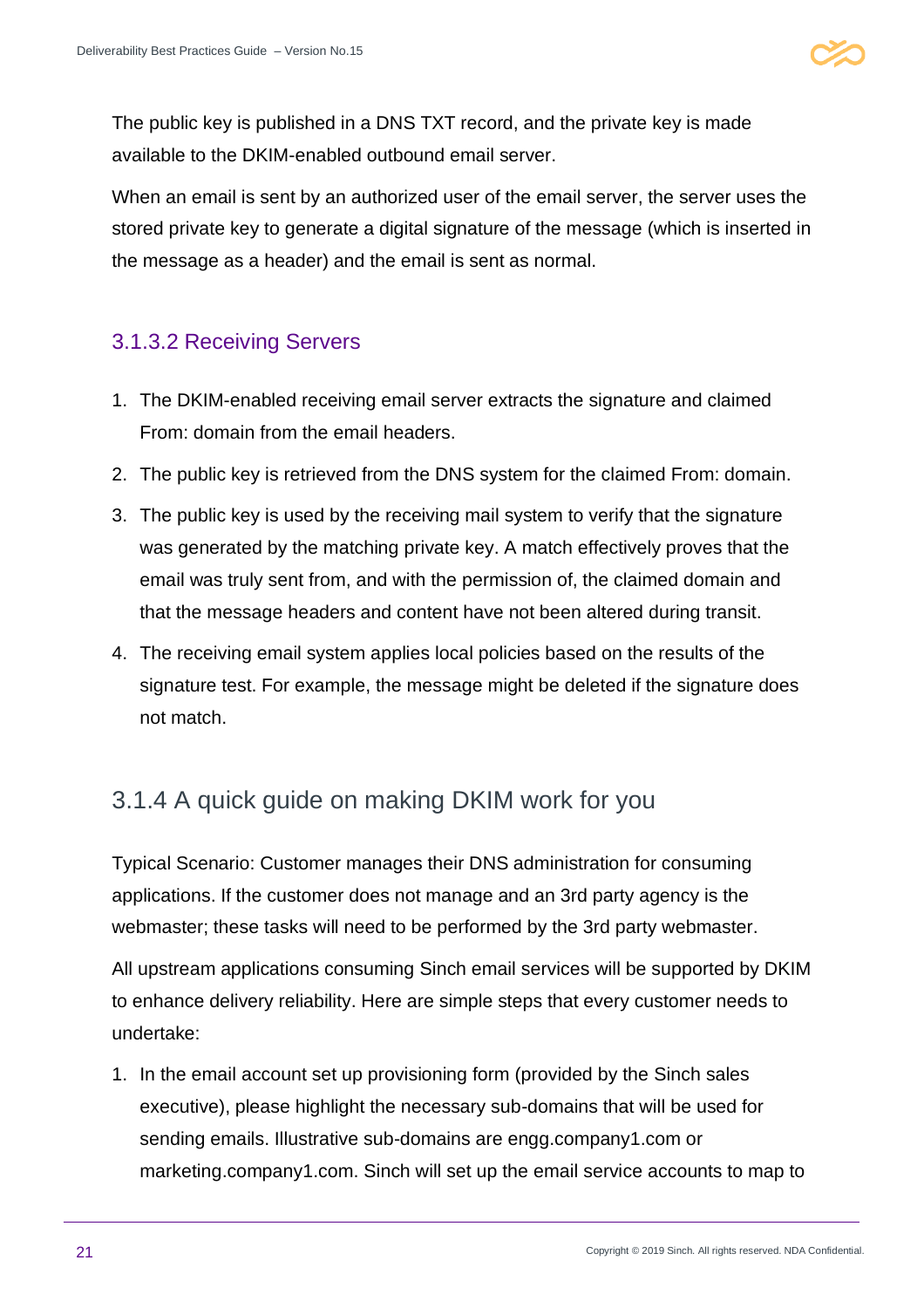The public key is published in a DNS TXT record, and the private key is made available to the DKIM-enabled outbound email server.

When an email is sent by an authorized user of the email server, the server uses the stored private key to generate a digital signature of the message (which is inserted in the message as a header) and the email is sent as normal.

#### 3.1.3.2 Receiving Servers

1. The DKIM-enabled receiving email server extracts the signature and claimed From: domain from the email headers.
2. The public key is retrieved from the DNS system for the claimed From: domain.
3. The public key is used by the receiving mail system to verify that the signature was generated by the matching private key. A match effectively proves that the email was truly sent from, and with the permission of, the claimed domain and that the message headers and content have not been altered during transit.
4. The receiving email system applies local policies based on the results of the signature test. For example, the message might be deleted if the signature does not match.

### 3.1.4 A quick guide on making DKIM work for you

Typical Scenario: Customer manages their DNS administration for consuming applications. If the customer does not manage and an 3rd party agency is the webmaster; these tasks will need to be performed by the 3rd party webmaster.

All upstream applications consuming Sinch email services will be supported by DKIM to enhance delivery reliability. Here are simple steps that every customer needs to undertake:

1. In the email account set up provisioning form (provided by the Sinch sales executive), please highlight the necessary sub-domains that will be used for sending emails. Illustrative sub-domains are engg.company1.com or marketing.company1.com. Sinch will set up the email service accounts to map to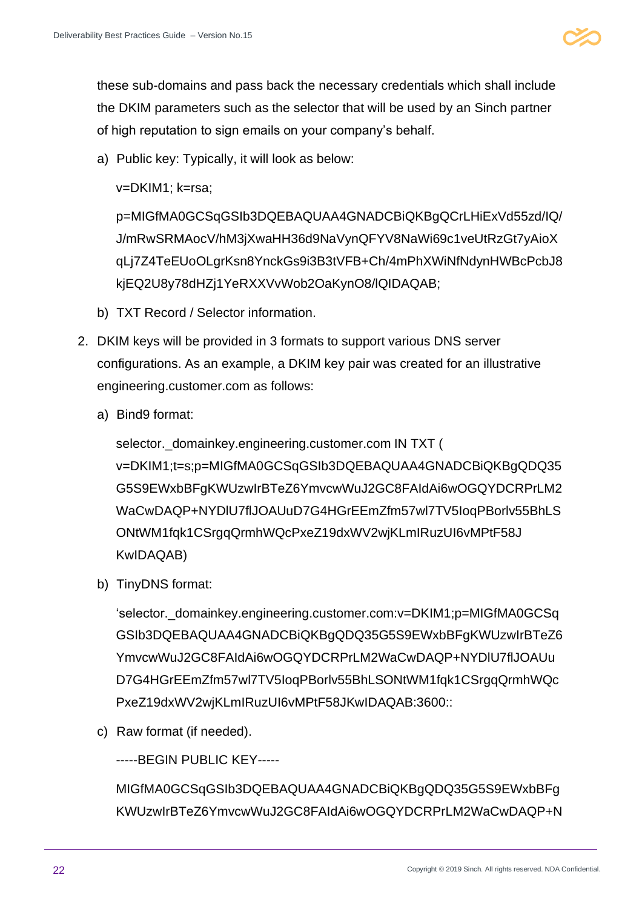these sub-domains and pass back the necessary credentials which shall include the DKIM parameters such as the selector that will be used by an Sinch partner of high reputation to sign emails on your company's behalf.

a) Public key: Typically, it will look as below:

v=DKIM1; k=rsa;

p=MIGfMA0GCSqGSIb3DQEBAQUAA4GNADCBiQKBgQCrLHiExVd55zd/IQ/J/mRwSRMAocV/hM3jXwaHH36d9NaVynQFYV8NaWi69c1veUtRzGt7yAioXqLj7Z4TeEUoOLgrKsn8YnckGs9i3B3tVFB+Ch/4mPhXWiNfNdynHWBcPcbJ8kjEQ2U8y78dHZj1YeRXXVvWob2OaKynO8/lQIDAQAB;

b) TXT Record / Selector information.

2. DKIM keys will be provided in 3 formats to support various DNS server configurations. As an example, a DKIM key pair was created for an illustrative engineering.customer.com as follows:

a) Bind9 format:

selector._domainkey.engineering.customer.com IN TXT ( v=DKIM1;t=s;p=MIGfMA0GCSqGSIb3DQEBAQUAA4GNADCBiQKBgQDQ35G5S9EWxbBFgKWUzwIrBTeZ6YmvcwWuJ2GC8FAIdAi6wOGQYDCRPrLM2WaCwDAQP+NYDlU7flJOAUuD7G4HGrEEmZfm57wl7TV5IoqPBorlv55BhLSONtWM1fqk1CSrgqQrmhWQcPxeZ19dxWV2wjKLmIRuzUI6vMPtF58JKwIDAQAB)

b) TinyDNS format:

'selector._domainkey.engineering.customer.com:v=DKIM1;p=MIGfMA0GCSqGSIb3DQEBAQUAA4GNADCBiQKBgQDQ35G5S9EWxbBFgKWUzwIrBTeZ6YmvcwWuJ2GC8FAIdAi6wOGQYDCRPrLM2WaCwDAQP+NYDlU7flJOAUuD7G4HGrEEmZfm57wl7TV5IoqPBorlv55BhLSONtWM1fqk1CSrgqQrmhWQcPxeZ19dxWV2wjKLmIRuzUI6vMPtF58JKwIDAQAB:3600::

c) Raw format (if needed).

-----BEGIN PUBLIC KEY-----

MIGfMA0GCSqGSIb3DQEBAQUAA4GNADCBiQKBgQDQ35G5S9EWxbBFgKWUzwIrBTeZ6YmvcwWuJ2GC8FAIdAi6wOGQYDCRPrLM2WaCwDAQP+N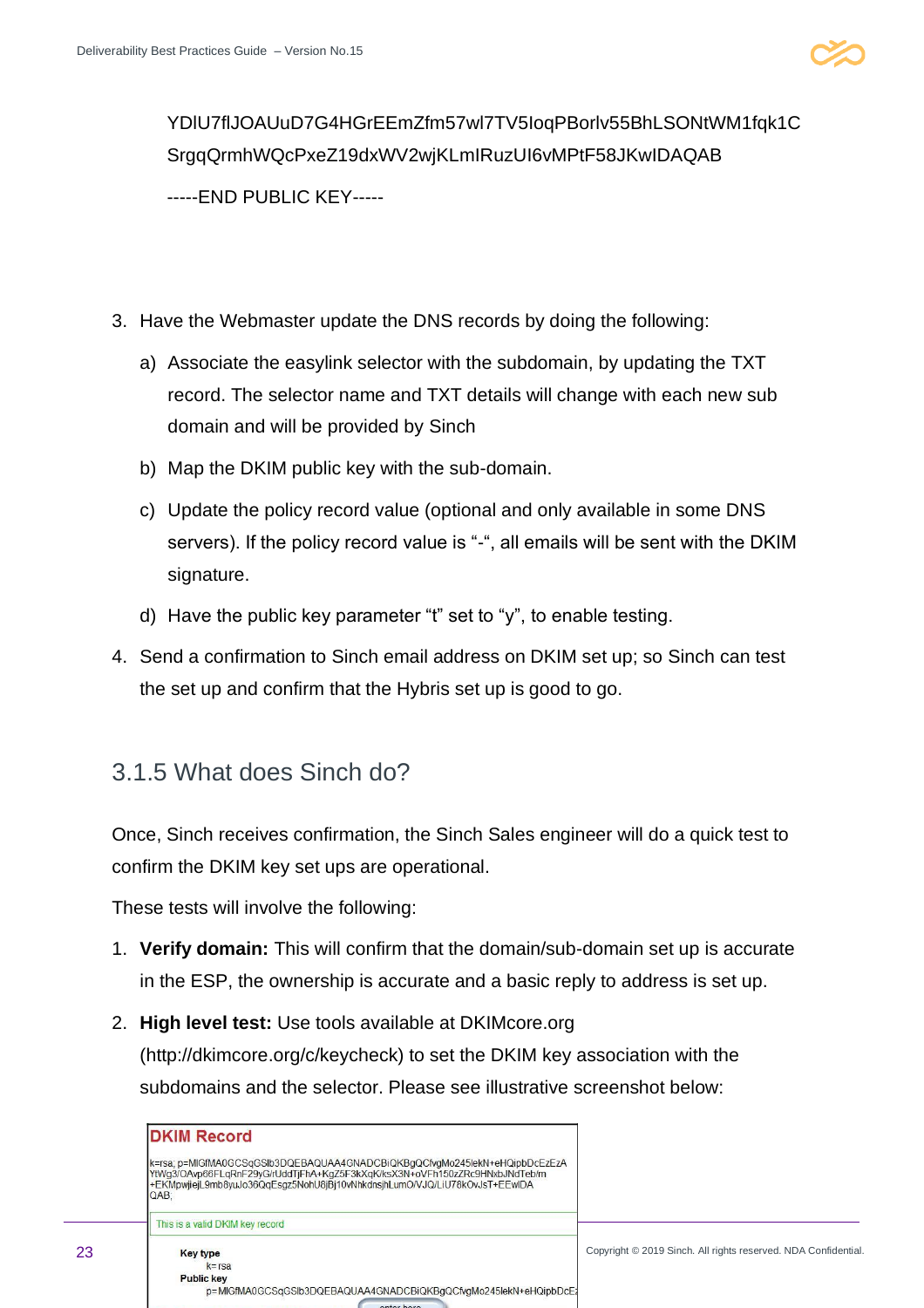YDlU7flJOAUuD7G4HGrEEmZfm57wl7TV5loqPBorlv55BhLSONtWM1fqk1C
SrgqQrmhWQcPxeZ19dxWV2wjKLmIRuzUI6vMPtF58JKwIDAQAB

-----END PUBLIC KEY-----

3. Have the Webmaster update the DNS records by doing the following:
   a) Associate the easylink selector with the subdomain, by updating the TXT record. The selector name and TXT details will change with each new sub domain and will be provided by Sinch
   b) Map the DKIM public key with the sub-domain.
   c) Update the policy record value (optional and only available in some DNS servers). If the policy record value is "-", all emails will be sent with the DKIM signature.
   d) Have the public key parameter "t" set to "y", to enable testing.
4. Send a confirmation to Sinch email address on DKIM set up; so Sinch can test the set up and confirm that the Hybris set up is good to go.

## 3.1.5 What does Sinch do?

Once, Sinch receives confirmation, the Sinch Sales engineer will do a quick test to confirm the DKIM key set ups are operational.

These tests will involve the following:

1. **Verify domain:** This will confirm that the domain/sub-domain set up is accurate in the ESP, the ownership is accurate and a basic reply to address is set up.
2. **High level test:** Use tools available at DKIMcore.org (http://dkimcore.org/c/keycheck) to set the DKIM key association with the subdomains and the selector. Please see illustrative screenshot below:

**DKIM Record**

k=rsa; p=MIGfMA0GCSqGSIb3DQEBAQUAA4GNADCBiQKBgQCfvgMo245lekN+eHQipbDcEzEzA YtWg3/OAvp66FLqRnF29yGirUddTjFhA+KgZ5F3kXqK/ksX3N+oVFh150zZRc9HNxbJNdTeb/m +EKMpwjiejL9mb8yuJo36QqEsgz5NohU8jBj10vNhkdnsjhLumO/VJQ/LiU78kOvJsT+EEwIDA QAB;

This is a valid DKIM key record

**Key type**
k=rsa
**Public key**
p=MIGfMA0GCSqGSIb3DQEBAQUAA4GNADCBiQKBgQCfvgMo245lekN+eHQipbDcE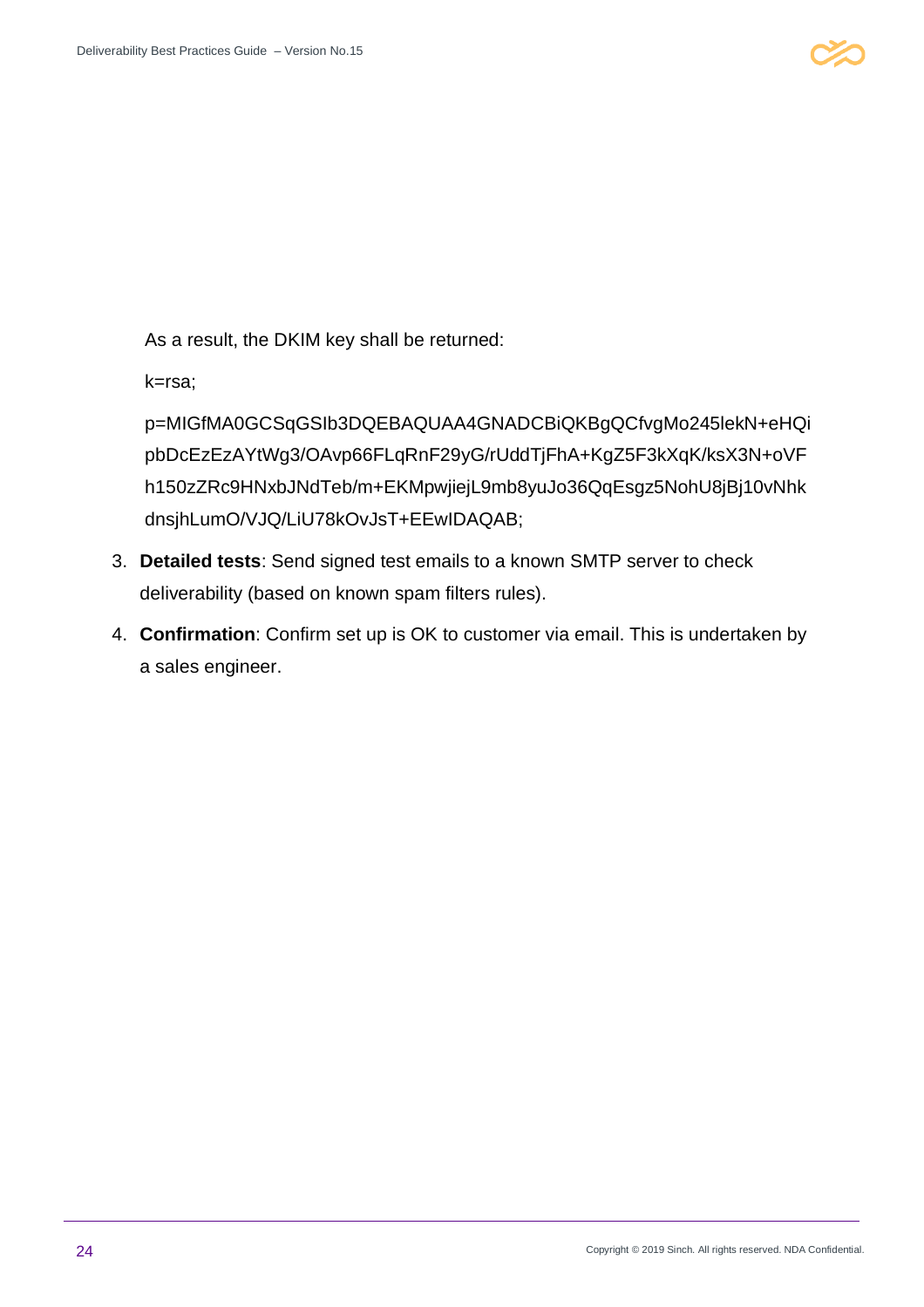As a result, the DKIM key shall be returned:

k=rsa;

p=MIGfMA0GCSqGSIb3DQEBAQUAA4GNADCBiQKBgQCfvgMo245lekN+eHQipbDcEzEzAYtWg3/OAvp66FLqRnF29yG/rUddTjFhA+KgZ5F3kXqK/ksX3N+oVFh150zZRc9HNxbJNdTeb/m+EKMpwjiejL9mb8yuJo36QqEsgz5NohU8jBj10vNhkdnsjhLumO/VJQ/LiU78kOvJsT+EEwIDAQAB;

3. **Detailed tests**: Send signed test emails to a known SMTP server to check deliverability (based on known spam filters rules).
4. **Confirmation**: Confirm set up is OK to customer via email. This is undertaken by a sales engineer.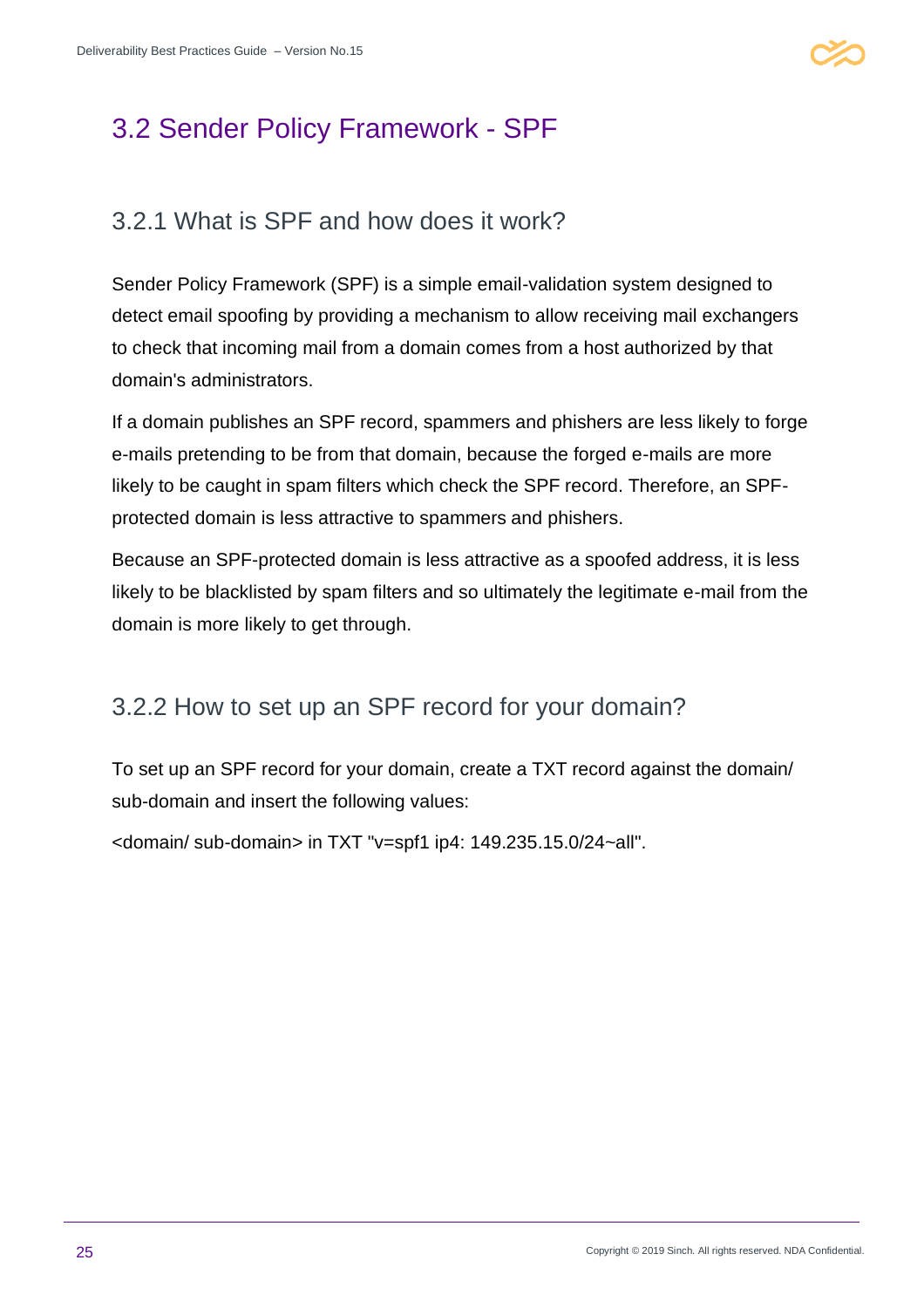## 3.2 Sender Policy Framework - SPF

### 3.2.1 What is SPF and how does it work?

Sender Policy Framework (SPF) is a simple email-validation system designed to detect email spoofing by providing a mechanism to allow receiving mail exchangers to check that incoming mail from a domain comes from a host authorized by that domain's administrators.

If a domain publishes an SPF record, spammers and phishers are less likely to forge e-mails pretending to be from that domain, because the forged e-mails are more likely to be caught in spam filters which check the SPF record. Therefore, an SPF-protected domain is less attractive to spammers and phishers.

Because an SPF-protected domain is less attractive as a spoofed address, it is less likely to be blacklisted by spam filters and so ultimately the legitimate e-mail from the domain is more likely to get through.

### 3.2.2 How to set up an SPF record for your domain?

To set up an SPF record for your domain, create a TXT record against the domain/ sub-domain and insert the following values:

<domain/ sub-domain> in TXT "v=spf1 ip4: 149.235.15.0/24~all".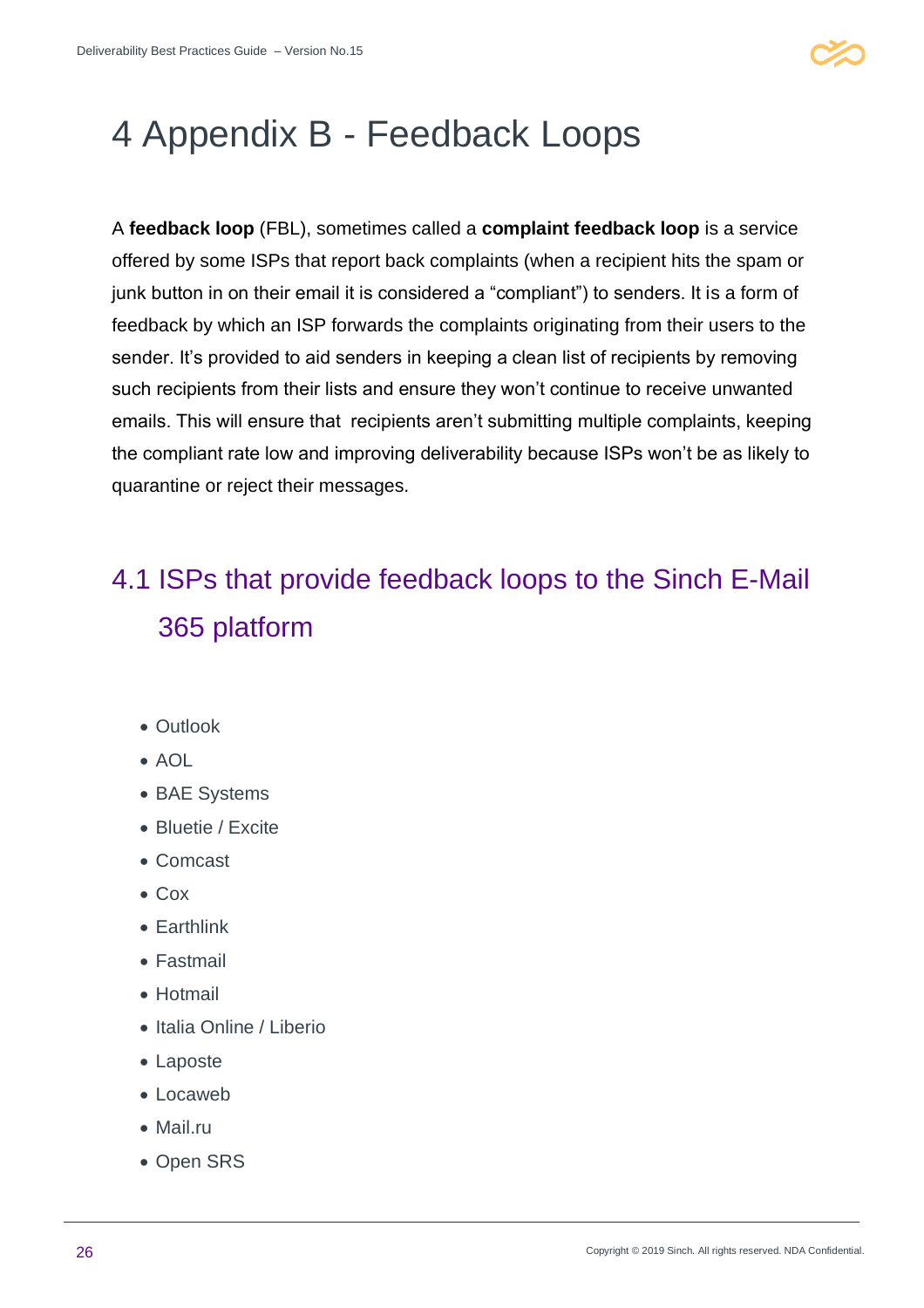# 4 Appendix B - Feedback Loops

A **feedback loop** (FBL), sometimes called a **complaint feedback loop** is a service offered by some ISPs that report back complaints (when a recipient hits the spam or junk button in on their email it is considered a "compliant") to senders. It is a form of feedback by which an ISP forwards the complaints originating from their users to the sender. It's provided to aid senders in keeping a clean list of recipients by removing such recipients from their lists and ensure they won't continue to receive unwanted emails. This will ensure that recipients aren't submitting multiple complaints, keeping the compliant rate low and improving deliverability because ISPs won't be as likely to quarantine or reject their messages.

## 4.1 ISPs that provide feedback loops to the Sinch E-Mail 365 platform

- Outlook
- AOL
- BAE Systems
- Bluetie / Excite
- Comcast
- Cox
- Earthlink
- Fastmail
- Hotmail
- Italia Online / Liberio
- Laposte
- Locaweb
- Mail.ru
- Open SRS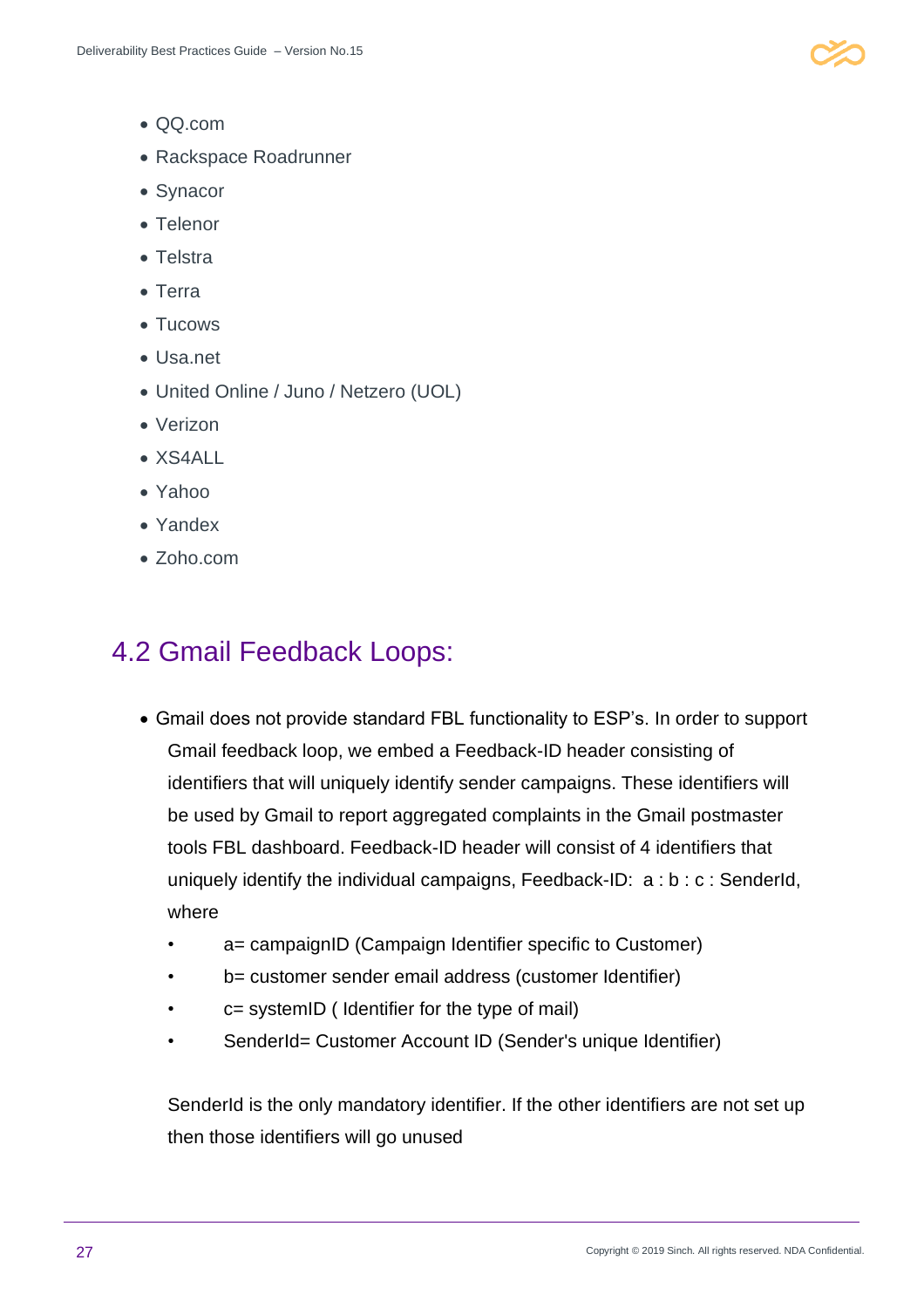- QQ.com
- Rackspace Roadrunner
- Synacor
- Telenor
- Telstra
- Terra
- Tucows
- Usa.net
- United Online / Juno / Netzero (UOL)
- Verizon
- XS4ALL
- Yahoo
- Yandex
- Zoho.com

## 4.2 Gmail Feedback Loops:

- Gmail does not provide standard FBL functionality to ESP's. In order to support Gmail feedback loop, we embed a Feedback-ID header consisting of identifiers that will uniquely identify sender campaigns. These identifiers will be used by Gmail to report aggregated complaints in the Gmail postmaster tools FBL dashboard. Feedback-ID header will consist of 4 identifiers that uniquely identify the individual campaigns, Feedback-ID: a : b : c : SenderId, where
  - a= campaignID (Campaign Identifier specific to Customer)
  - b= customer sender email address (customer Identifier)
  - c= systemID ( Identifier for the type of mail)
  - SenderId= Customer Account ID (Sender's unique Identifier)

  SenderId is the only mandatory identifier. If the other identifiers are not set up then those identifiers will go unused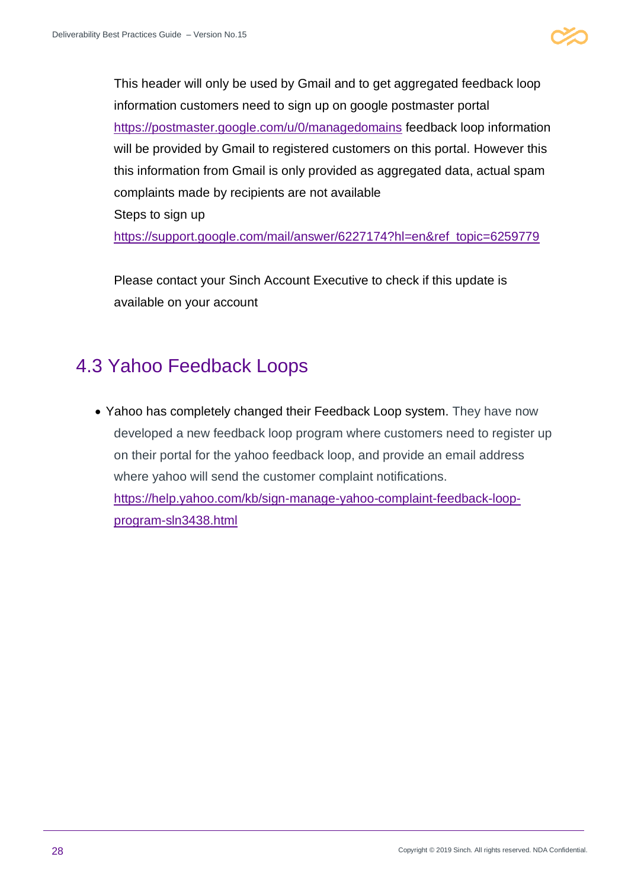This header will only be used by Gmail and to get aggregated feedback loop information customers need to sign up on google postmaster portal https://postmaster.google.com/u/0/managedomains feedback loop information will be provided by Gmail to registered customers on this portal. However this this information from Gmail is only provided as aggregated data, actual spam complaints made by recipients are not available

Steps to sign up

https://support.google.com/mail/answer/6227174?hl=en&ref_topic=6259779

Please contact your Sinch Account Executive to check if this update is available on your account

## 4.3 Yahoo Feedback Loops

- Yahoo has completely changed their Feedback Loop system. They have now developed a new feedback loop program where customers need to register up on their portal for the yahoo feedback loop, and provide an email address where yahoo will send the customer complaint notifications. https://help.yahoo.com/kb/sign-manage-yahoo-complaint-feedback-loop-program-sln3438.html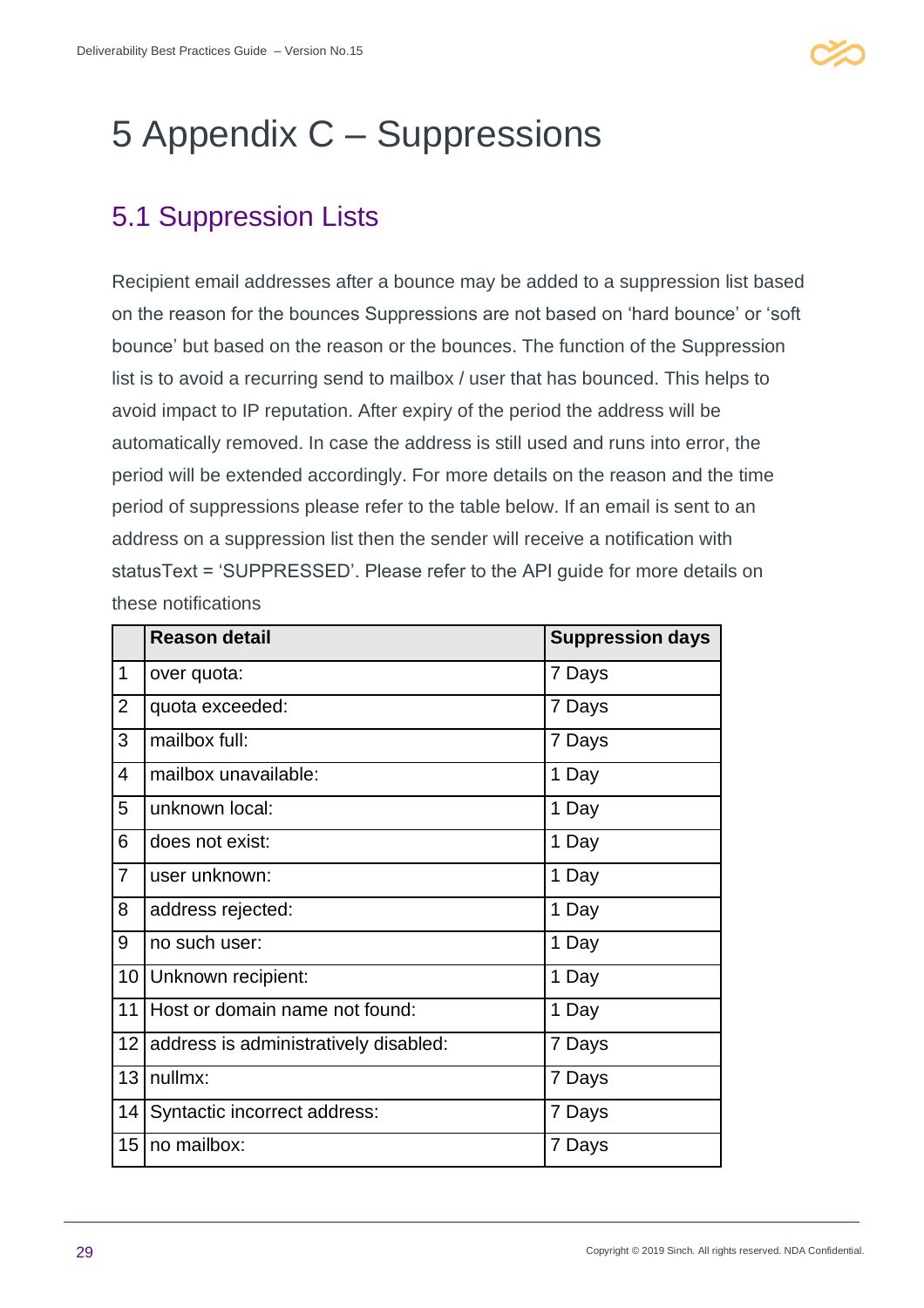# 5 Appendix C – Suppressions

## 5.1 Suppression Lists

Recipient email addresses after a bounce may be added to a suppression list based on the reason for the bounces Suppressions are not based on 'hard bounce' or 'soft bounce' but based on the reason or the bounces. The function of the Suppression list is to avoid a recurring send to mailbox / user that has bounced. This helps to avoid impact to IP reputation. After expiry of the period the address will be automatically removed. In case the address is still used and runs into error, the period will be extended accordingly. For more details on the reason and the time period of suppressions please refer to the table below. If an email is sent to an address on a suppression list then the sender will receive a notification with statusText = 'SUPPRESSED'. Please refer to the API guide for more details on these notifications

| | Reason detail | Suppression days |
|---|---|---|
| 1 | over quota: | 7 Days |
| 2 | quota exceeded: | 7 Days |
| 3 | mailbox full: | 7 Days |
| 4 | mailbox unavailable: | 1 Day |
| 5 | unknown local: | 1 Day |
| 6 | does not exist: | 1 Day |
| 7 | user unknown: | 1 Day |
| 8 | address rejected: | 1 Day |
| 9 | no such user: | 1 Day |
| 10 | Unknown recipient: | 1 Day |
| 11 | Host or domain name not found: | 1 Day |
| 12 | address is administratively disabled: | 7 Days |
| 13 | nullmx: | 7 Days |
| 14 | Syntactic incorrect address: | 7 Days |
| 15 | no mailbox: | 7 Days |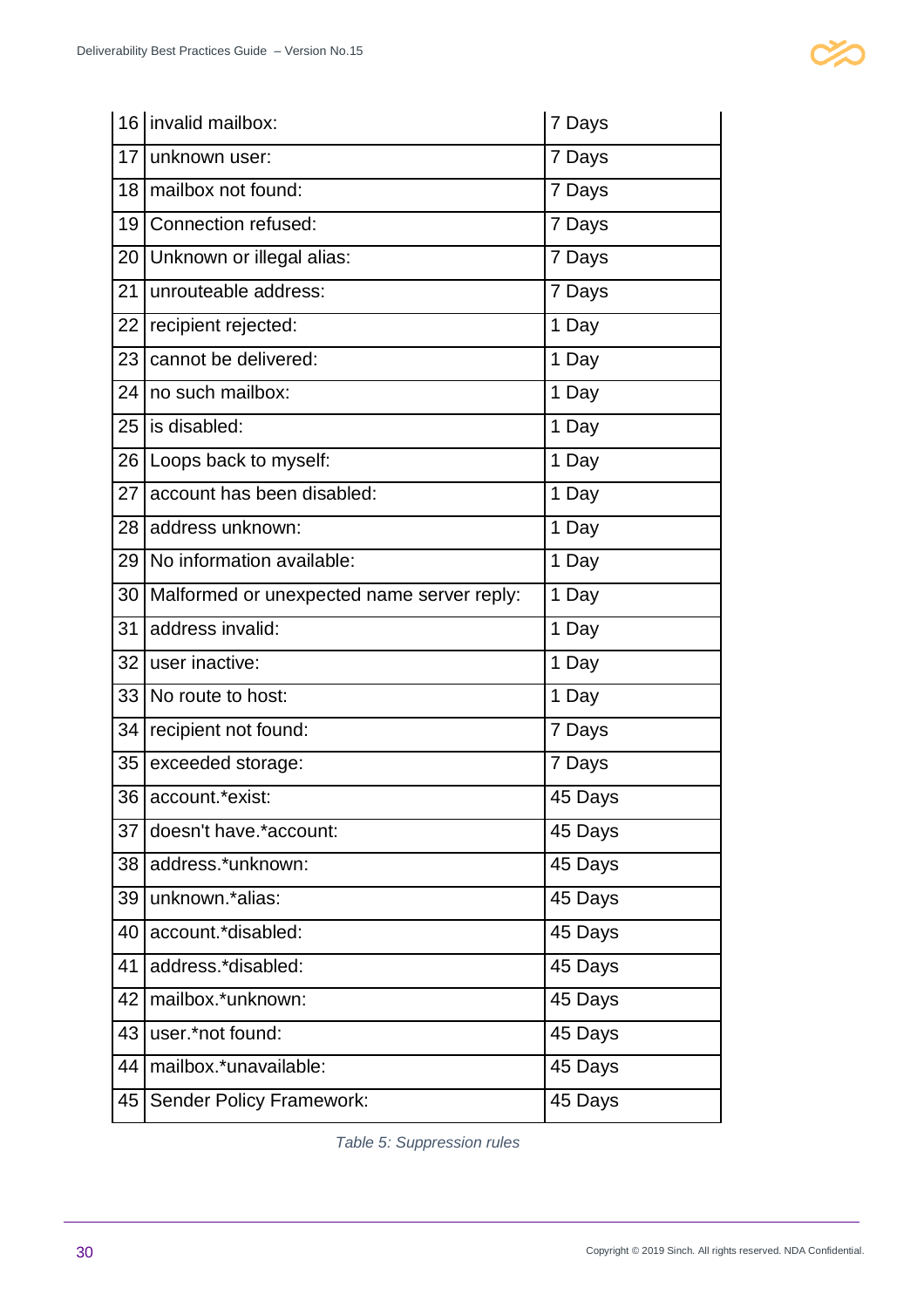| | | |
|---|---|---|
| 16 | invalid mailbox: | 7 Days |
| 17 | unknown user: | 7 Days |
| 18 | mailbox not found: | 7 Days |
| 19 | Connection refused: | 7 Days |
| 20 | Unknown or illegal alias: | 7 Days |
| 21 | unrouteable address: | 7 Days |
| 22 | recipient rejected: | 1 Day |
| 23 | cannot be delivered: | 1 Day |
| 24 | no such mailbox: | 1 Day |
| 25 | is disabled: | 1 Day |
| 26 | Loops back to myself: | 1 Day |
| 27 | account has been disabled: | 1 Day |
| 28 | address unknown: | 1 Day |
| 29 | No information available: | 1 Day |
| 30 | Malformed or unexpected name server reply: | 1 Day |
| 31 | address invalid: | 1 Day |
| 32 | user inactive: | 1 Day |
| 33 | No route to host: | 1 Day |
| 34 | recipient not found: | 7 Days |
| 35 | exceeded storage: | 7 Days |
| 36 | account.*exist: | 45 Days |
| 37 | doesn't have.*account: | 45 Days |
| 38 | address.*unknown: | 45 Days |
| 39 | unknown.*alias: | 45 Days |
| 40 | account.*disabled: | 45 Days |
| 41 | address.*disabled: | 45 Days |
| 42 | mailbox.*unknown: | 45 Days |
| 43 | user.*not found: | 45 Days |
| 44 | mailbox.*unavailable: | 45 Days |
| 45 | Sender Policy Framework: | 45 Days |

*Table 5: Suppression rules*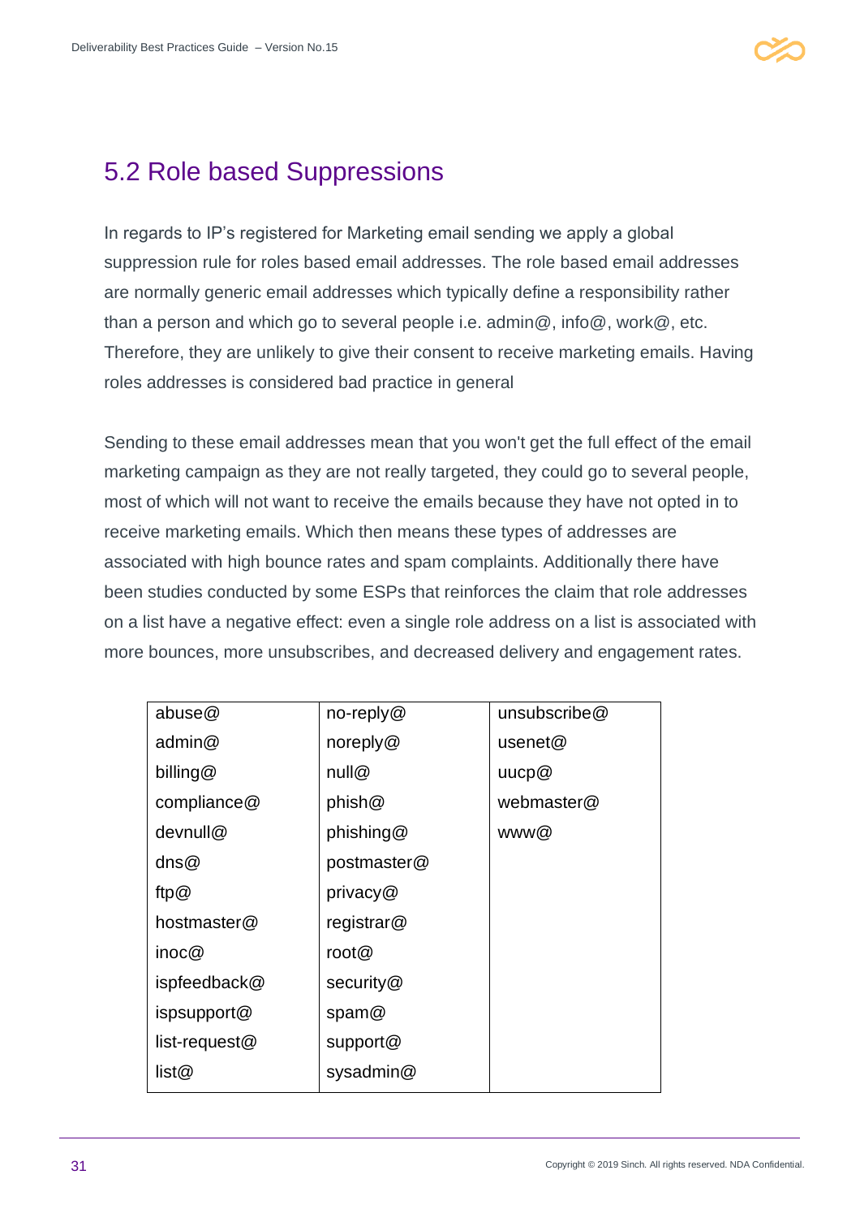## 5.2 Role based Suppressions

In regards to IP's registered for Marketing email sending we apply a global suppression rule for roles based email addresses. The role based email addresses are normally generic email addresses which typically define a responsibility rather than a person and which go to several people i.e. admin@, info@, work@, etc. Therefore, they are unlikely to give their consent to receive marketing emails. Having roles addresses is considered bad practice in general

Sending to these email addresses mean that you won't get the full effect of the email marketing campaign as they are not really targeted, they could go to several people, most of which will not want to receive the emails because they have not opted in to receive marketing emails. Which then means these types of addresses are associated with high bounce rates and spam complaints. Additionally there have been studies conducted by some ESPs that reinforces the claim that role addresses on a list have a negative effect: even a single role address on a list is associated with more bounces, more unsubscribes, and decreased delivery and engagement rates.

| | | |
|---|---|---|
| abuse@ | no-reply@ | unsubscribe@ |
| admin@ | noreply@ | usenet@ |
| billing@ | null@ | uucp@ |
| compliance@ | phish@ | webmaster@ |
| devnull@ | phishing@ | www@ |
| dns@ | postmaster@ | |
| ftp@ | privacy@ | |
| hostmaster@ | registrar@ | |
| inoc@ | root@ | |
| ispfeedback@ | security@ | |
| ispsupport@ | spam@ | |
| list-request@ | support@ | |
| list@ | sysadmin@ | |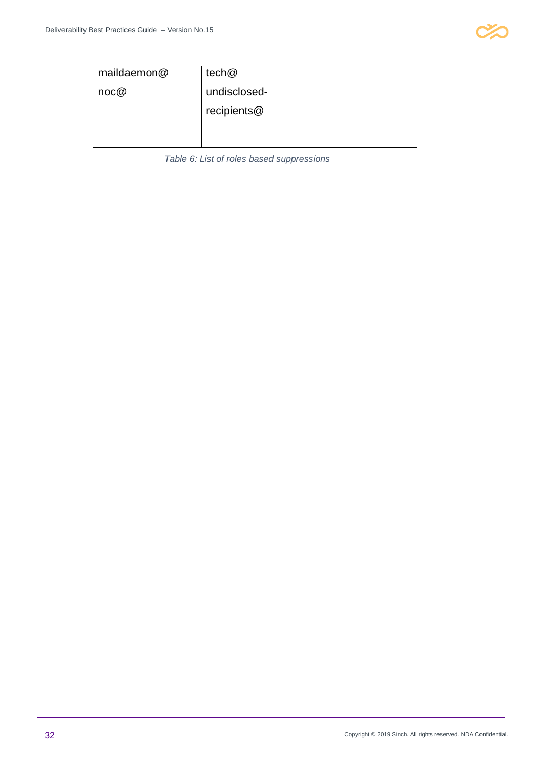| | | |
|---|---|---|
| maildaemon@ | tech@ | |
| noc@ | undisclosed-recipients@ | |

*Table 6: List of roles based suppressions*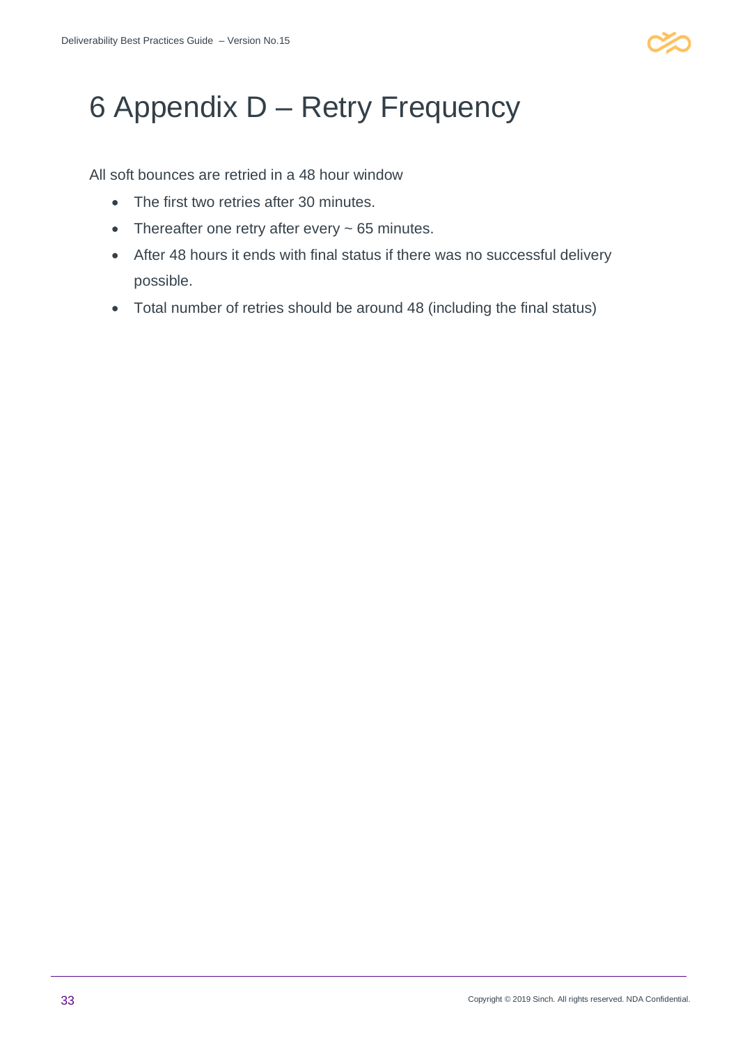# 6 Appendix D – Retry Frequency

All soft bounces are retried in a 48 hour window

- The first two retries after 30 minutes.
- Thereafter one retry after every ~ 65 minutes.
- After 48 hours it ends with final status if there was no successful delivery possible.
- Total number of retries should be around 48 (including the final status)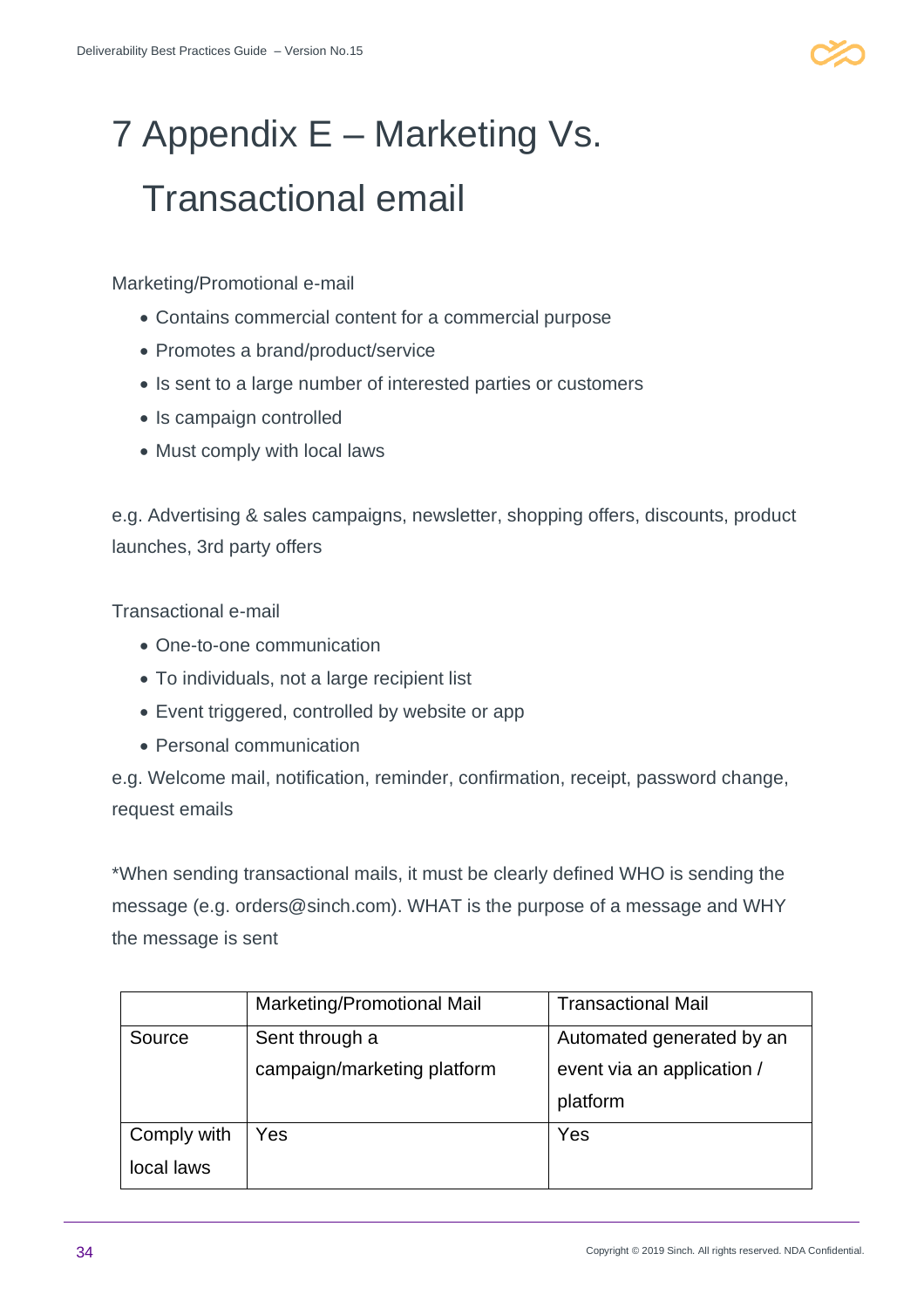# 7 Appendix E – Marketing Vs. Transactional email

Marketing/Promotional e-mail

- Contains commercial content for a commercial purpose
- Promotes a brand/product/service
- Is sent to a large number of interested parties or customers
- Is campaign controlled
- Must comply with local laws

e.g. Advertising & sales campaigns, newsletter, shopping offers, discounts, product launches, 3rd party offers

Transactional e-mail

- One-to-one communication
- To individuals, not a large recipient list
- Event triggered, controlled by website or app
- Personal communication

e.g. Welcome mail, notification, reminder, confirmation, receipt, password change, request emails

*When sending transactional mails, it must be clearly defined WHO is sending the message (e.g. orders@sinch.com). WHAT is the purpose of a message and WHY the message is sent

| | Marketing/Promotional Mail | Transactional Mail |
|---|---|---|
| Source | Sent through a campaign/marketing platform | Automated generated by an event via an application / platform |
| Comply with local laws | Yes | Yes |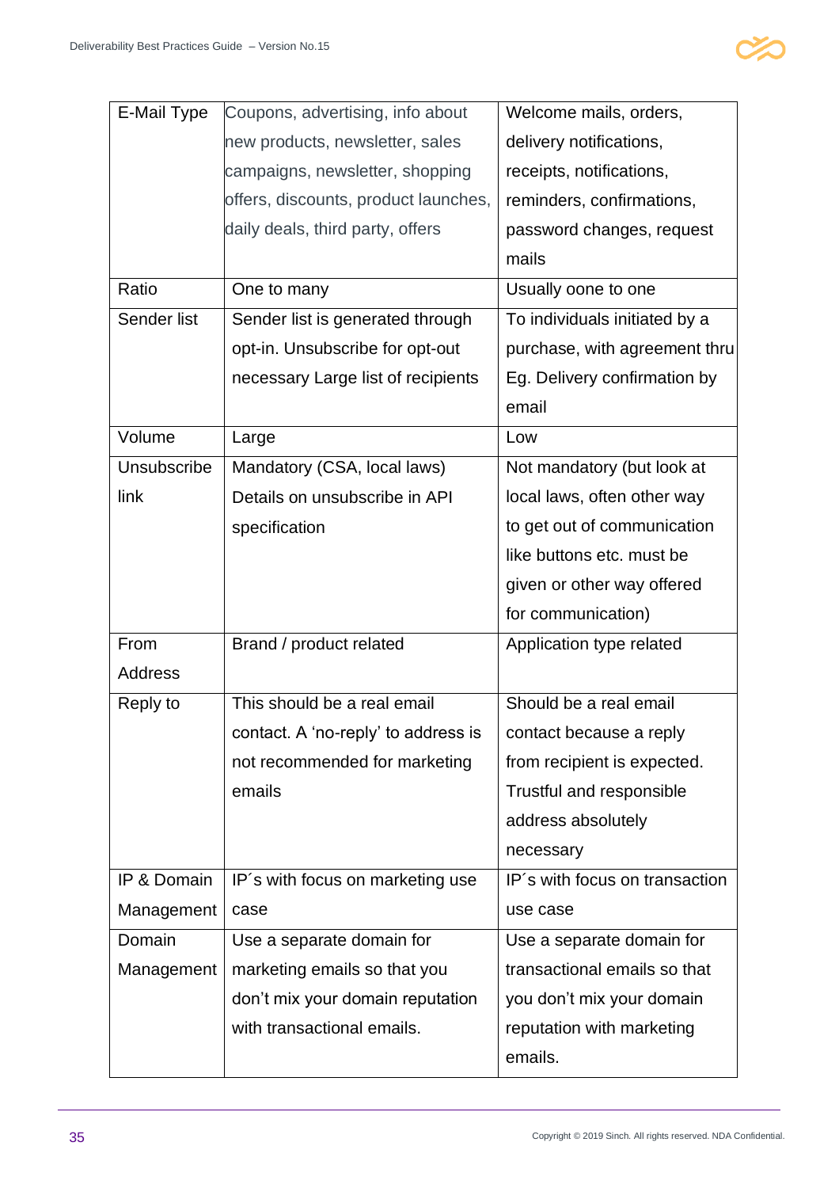| E-Mail Type | Coupons, advertising, info about new products, newsletter, sales campaigns, newsletter, shopping offers, discounts, product launches, daily deals, third party, offers | Welcome mails, orders, delivery notifications, receipts, notifications, reminders, confirmations, password changes, request mails |
|---|---|---|
| Ratio | One to many | Usually oone to one |
| Sender list | Sender list is generated through opt-in. Unsubscribe for opt-out necessary Large list of recipients | To individuals initiated by a purchase, with agreement thru Eg. Delivery confirmation by email |
| Volume | Large | Low |
| Unsubscribe link | Mandatory (CSA, local laws) Details on unsubscribe in API specification | Not mandatory (but look at local laws, often other way to get out of communication like buttons etc. must be given or other way offered for communication) |
| From Address | Brand / product related | Application type related |
| Reply to | This should be a real email contact. A 'no-reply' to address is not recommended for marketing emails | Should be a real email contact because a reply from recipient is expected. Trustful and responsible address absolutely necessary |
| IP & Domain Management | IP´s with focus on marketing use case | IP´s with focus on transaction use case |
| Domain Management | Use a separate domain for marketing emails so that you don't mix your domain reputation with transactional emails. | Use a separate domain for transactional emails so that you don't mix your domain reputation with marketing emails. |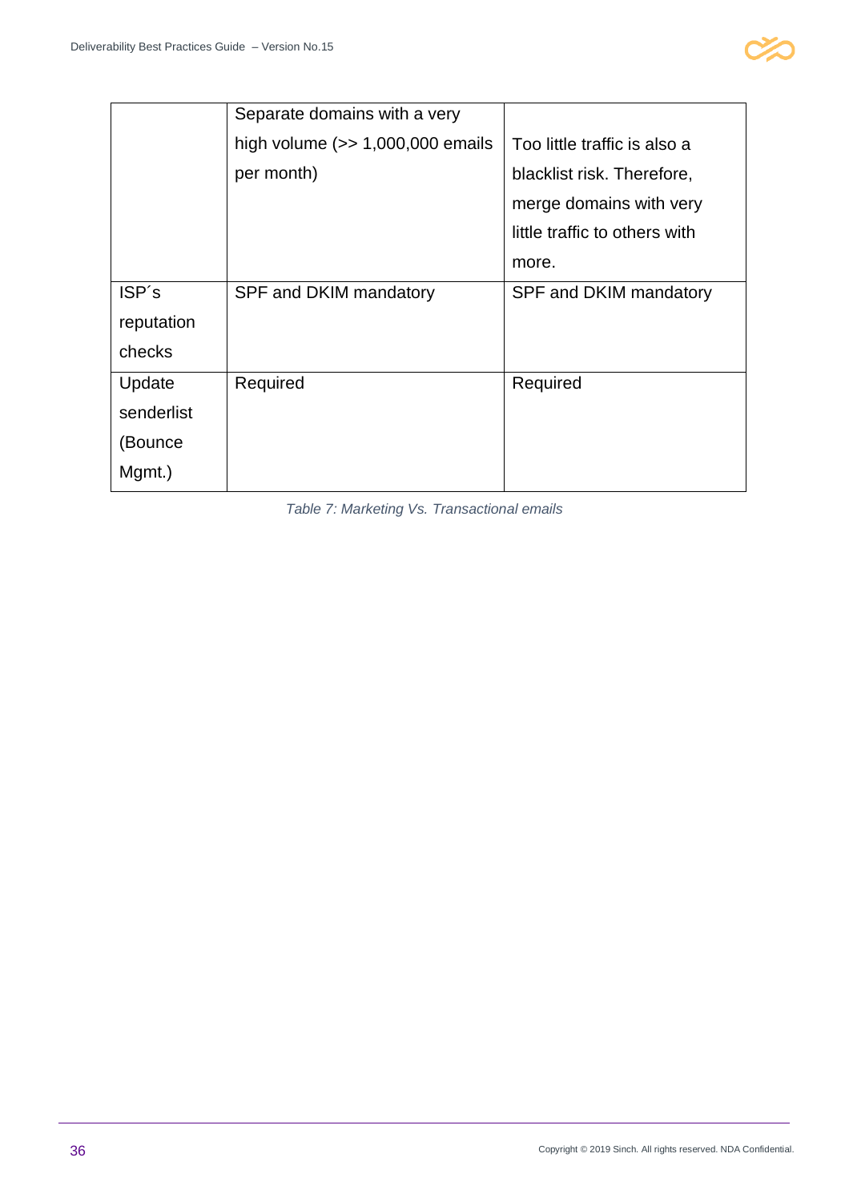| | | |
|---|---|---|
| | Separate domains with a very high volume (>> 1,000,000 emails per month) | Too little traffic is also a blacklist risk. Therefore, merge domains with very little traffic to others with more. |
| ISP´s reputation checks | SPF and DKIM mandatory | SPF and DKIM mandatory |
| Update senderlist (Bounce Mgmt.) | Required | Required |

*Table 7: Marketing Vs. Transactional emails*